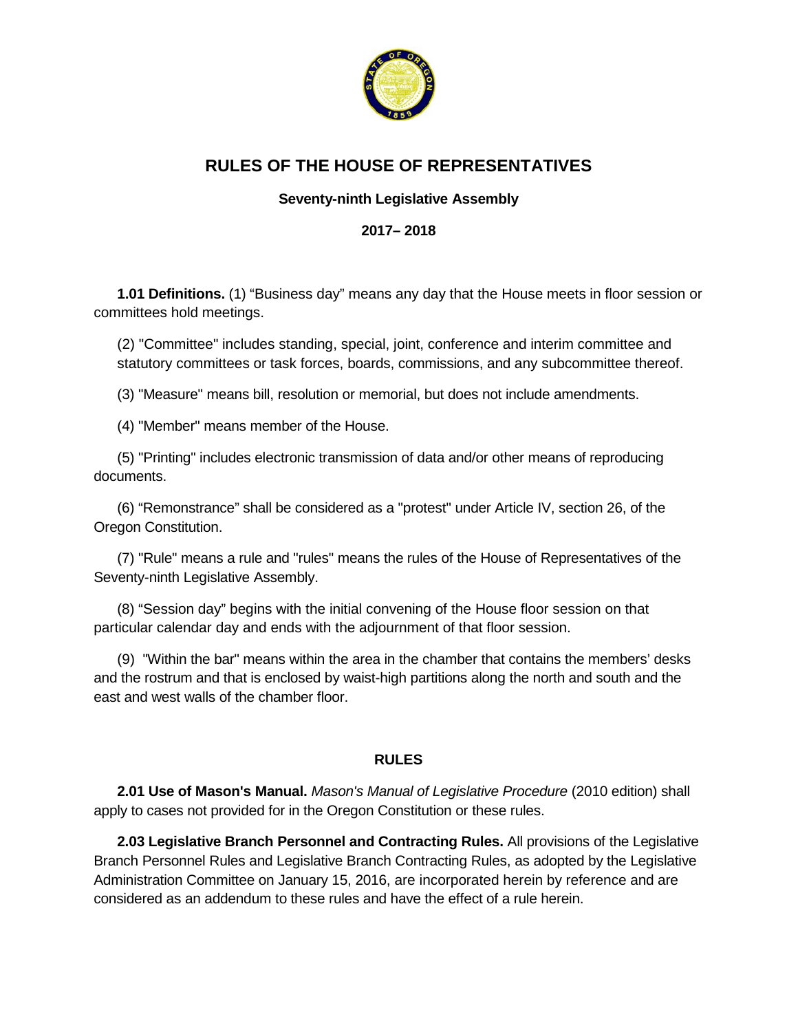# RULES OF THE HOUSE OF REPRESENTATIVES

**Seventy-ninth Legislative Assembly**

**2017– 2018**

**1.01 Definitions.** (1) "Business day" means any day that the House meets in floor session or committees hold meetings.

(2) "Committee" includes standing, special, joint, conference and interim committee and statutory committees or task forces, boards, commissions, and any subcommittee thereof.

(3) "Measure" means bill, resolution or memorial, but does not include amendments.

(4) "Member" means member of the House.

(5) "Printing" includes electronic transmission of data and/or other means of reproducing documents.

(6) "Remonstrance" shall be considered as a "protest" under Article IV, section 26, of the Oregon Constitution.

(7) "Rule" means a rule and "rules" means the rules of the House of Representatives of the Seventy-ninth Legislative Assembly.

(8) "Session day" begins with the initial convening of the House floor session on that particular calendar day and ends with the adjournment of that floor session.

(9) "Within the bar" means within the area in the chamber that contains the members' desks and the rostrum and that is enclosed by waist-high partitions along the north and south and the east and west walls of the chamber floor.

## RULES

**2.01 Use of Mason's Manual.** *Mason's Manual of Legislative Procedure* (2010 edition) shall apply to cases not provided for in the Oregon Constitution or these rules.

**2.03 Legislative Branch Personnel and Contracting Rules.** All provisions of the Legislative Branch Personnel Rules and Legislative Branch Contracting Rules, as adopted by the Legislative Administration Committee on January 15, 2016, are incorporated herein by reference and are considered as an addendum to these rules and have the effect of a rule herein.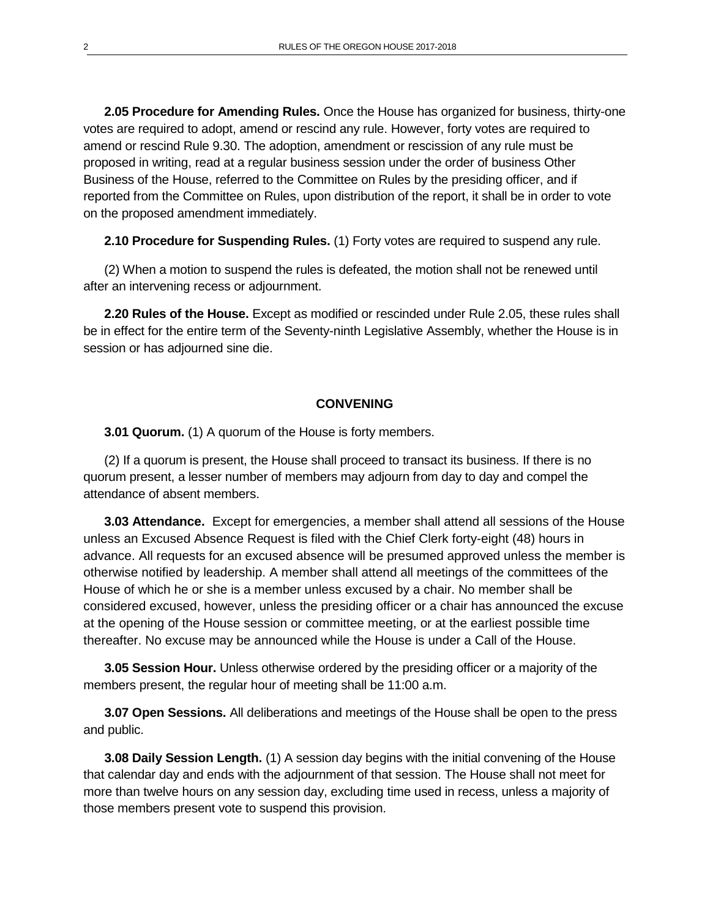**2.05 Procedure for Amending Rules.** Once the House has organized for business, thirty-one votes are required to adopt, amend or rescind any rule. However, forty votes are required to amend or rescind Rule 9.30. The adoption, amendment or rescission of any rule must be proposed in writing, read at a regular business session under the order of business Other Business of the House, referred to the Committee on Rules by the presiding officer, and if reported from the Committee on Rules, upon distribution of the report, it shall be in order to vote on the proposed amendment immediately.

**2.10 Procedure for Suspending Rules.** (1) Forty votes are required to suspend any rule.

(2) When a motion to suspend the rules is defeated, the motion shall not be renewed until after an intervening recess or adjournment.

**2.20 Rules of the House.** Except as modified or rescinded under Rule 2.05, these rules shall be in effect for the entire term of the Seventy-ninth Legislative Assembly, whether the House is in session or has adjourned sine die.

## CONVENING

**3.01 Quorum.** (1) A quorum of the House is forty members.

(2) If a quorum is present, the House shall proceed to transact its business. If there is no quorum present, a lesser number of members may adjourn from day to day and compel the attendance of absent members.

**3.03 Attendance.** Except for emergencies, a member shall attend all sessions of the House unless an Excused Absence Request is filed with the Chief Clerk forty-eight (48) hours in advance. All requests for an excused absence will be presumed approved unless the member is otherwise notified by leadership. A member shall attend all meetings of the committees of the House of which he or she is a member unless excused by a chair. No member shall be considered excused, however, unless the presiding officer or a chair has announced the excuse at the opening of the House session or committee meeting, or at the earliest possible time thereafter. No excuse may be announced while the House is under a Call of the House.

**3.05 Session Hour.** Unless otherwise ordered by the presiding officer or a majority of the members present, the regular hour of meeting shall be 11:00 a.m.

**3.07 Open Sessions.** All deliberations and meetings of the House shall be open to the press and public.

**3.08 Daily Session Length.** (1) A session day begins with the initial convening of the House that calendar day and ends with the adjournment of that session. The House shall not meet for more than twelve hours on any session day, excluding time used in recess, unless a majority of those members present vote to suspend this provision.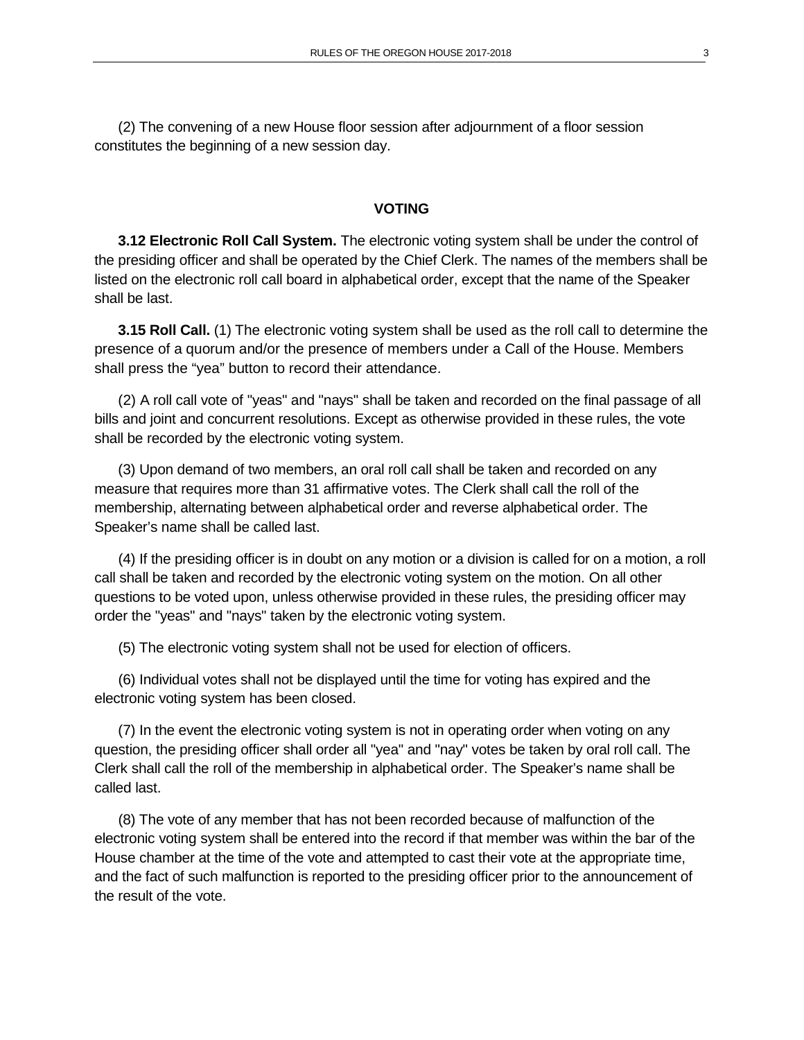(2) The convening of a new House floor session after adjournment of a floor session constitutes the beginning of a new session day.

## VOTING

**3.12 Electronic Roll Call System.** The electronic voting system shall be under the control of the presiding officer and shall be operated by the Chief Clerk. The names of the members shall be listed on the electronic roll call board in alphabetical order, except that the name of the Speaker shall be last.

**3.15 Roll Call.** (1) The electronic voting system shall be used as the roll call to determine the presence of a quorum and/or the presence of members under a Call of the House. Members shall press the "yea" button to record their attendance.

(2) A roll call vote of "yeas" and "nays" shall be taken and recorded on the final passage of all bills and joint and concurrent resolutions. Except as otherwise provided in these rules, the vote shall be recorded by the electronic voting system.

(3) Upon demand of two members, an oral roll call shall be taken and recorded on any measure that requires more than 31 affirmative votes. The Clerk shall call the roll of the membership, alternating between alphabetical order and reverse alphabetical order. The Speaker's name shall be called last.

(4) If the presiding officer is in doubt on any motion or a division is called for on a motion, a roll call shall be taken and recorded by the electronic voting system on the motion. On all other questions to be voted upon, unless otherwise provided in these rules, the presiding officer may order the "yeas" and "nays" taken by the electronic voting system.

(5) The electronic voting system shall not be used for election of officers.

(6) Individual votes shall not be displayed until the time for voting has expired and the electronic voting system has been closed.

(7) In the event the electronic voting system is not in operating order when voting on any question, the presiding officer shall order all "yea" and "nay" votes be taken by oral roll call. The Clerk shall call the roll of the membership in alphabetical order. The Speaker's name shall be called last.

(8) The vote of any member that has not been recorded because of malfunction of the electronic voting system shall be entered into the record if that member was within the bar of the House chamber at the time of the vote and attempted to cast their vote at the appropriate time, and the fact of such malfunction is reported to the presiding officer prior to the announcement of the result of the vote.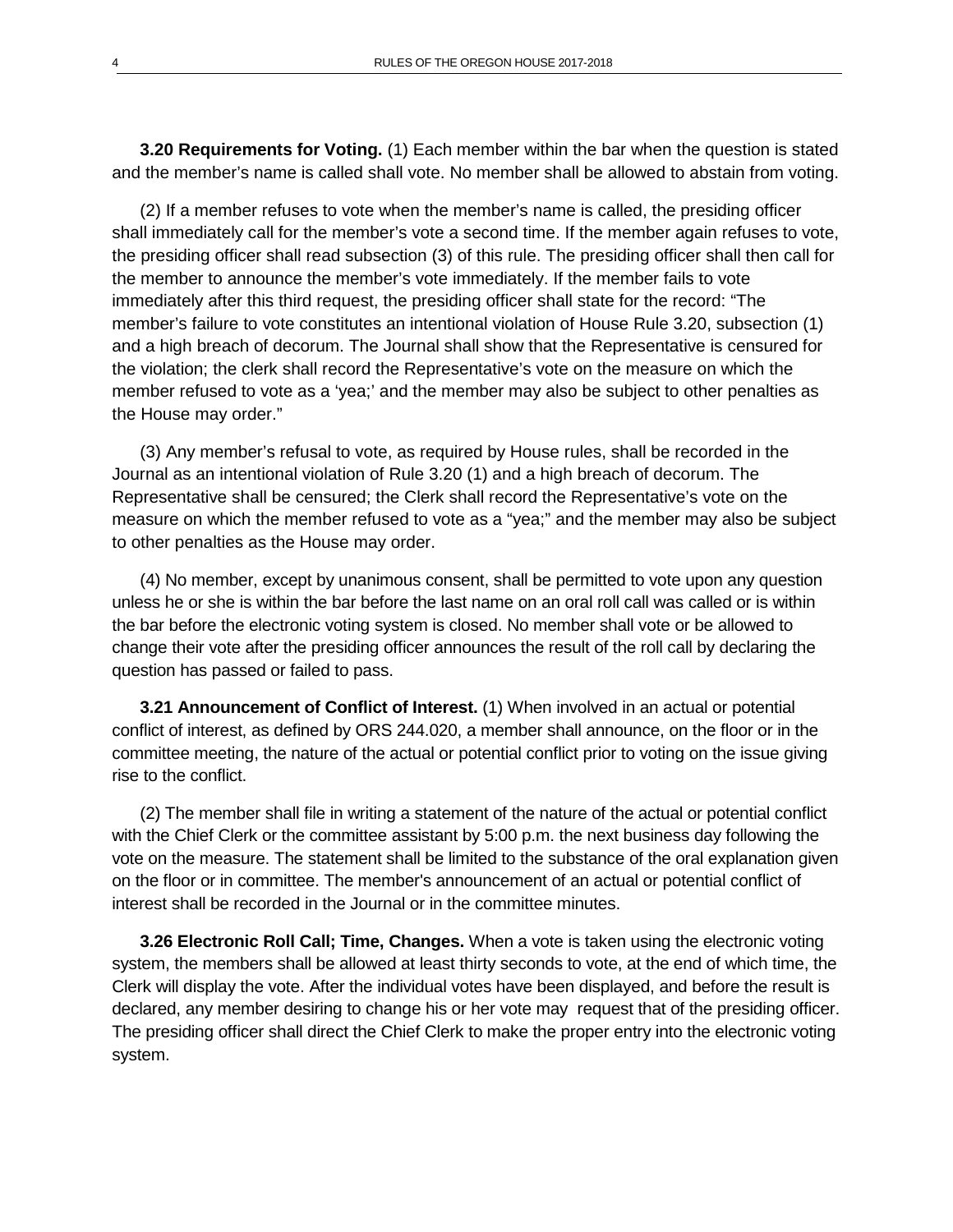**3.20 Requirements for Voting.** (1) Each member within the bar when the question is stated and the member's name is called shall vote. No member shall be allowed to abstain from voting.

(2) If a member refuses to vote when the member's name is called, the presiding officer shall immediately call for the member's vote a second time. If the member again refuses to vote, the presiding officer shall read subsection (3) of this rule. The presiding officer shall then call for the member to announce the member's vote immediately. If the member fails to vote immediately after this third request, the presiding officer shall state for the record: "The member's failure to vote constitutes an intentional violation of House Rule 3.20, subsection (1) and a high breach of decorum. The Journal shall show that the Representative is censured for the violation; the clerk shall record the Representative's vote on the measure on which the member refused to vote as a 'yea;' and the member may also be subject to other penalties as the House may order."

(3) Any member's refusal to vote, as required by House rules, shall be recorded in the Journal as an intentional violation of Rule 3.20 (1) and a high breach of decorum. The Representative shall be censured; the Clerk shall record the Representative's vote on the measure on which the member refused to vote as a "yea;" and the member may also be subject to other penalties as the House may order.

(4) No member, except by unanimous consent, shall be permitted to vote upon any question unless he or she is within the bar before the last name on an oral roll call was called or is within the bar before the electronic voting system is closed. No member shall vote or be allowed to change their vote after the presiding officer announces the result of the roll call by declaring the question has passed or failed to pass.

**3.21 Announcement of Conflict of Interest.** (1) When involved in an actual or potential conflict of interest, as defined by ORS 244.020, a member shall announce, on the floor or in the committee meeting, the nature of the actual or potential conflict prior to voting on the issue giving rise to the conflict.

(2) The member shall file in writing a statement of the nature of the actual or potential conflict with the Chief Clerk or the committee assistant by 5:00 p.m. the next business day following the vote on the measure. The statement shall be limited to the substance of the oral explanation given on the floor or in committee. The member's announcement of an actual or potential conflict of interest shall be recorded in the Journal or in the committee minutes.

**3.26 Electronic Roll Call; Time, Changes.** When a vote is taken using the electronic voting system, the members shall be allowed at least thirty seconds to vote, at the end of which time, the Clerk will display the vote. After the individual votes have been displayed, and before the result is declared, any member desiring to change his or her vote may request that of the presiding officer. The presiding officer shall direct the Chief Clerk to make the proper entry into the electronic voting system.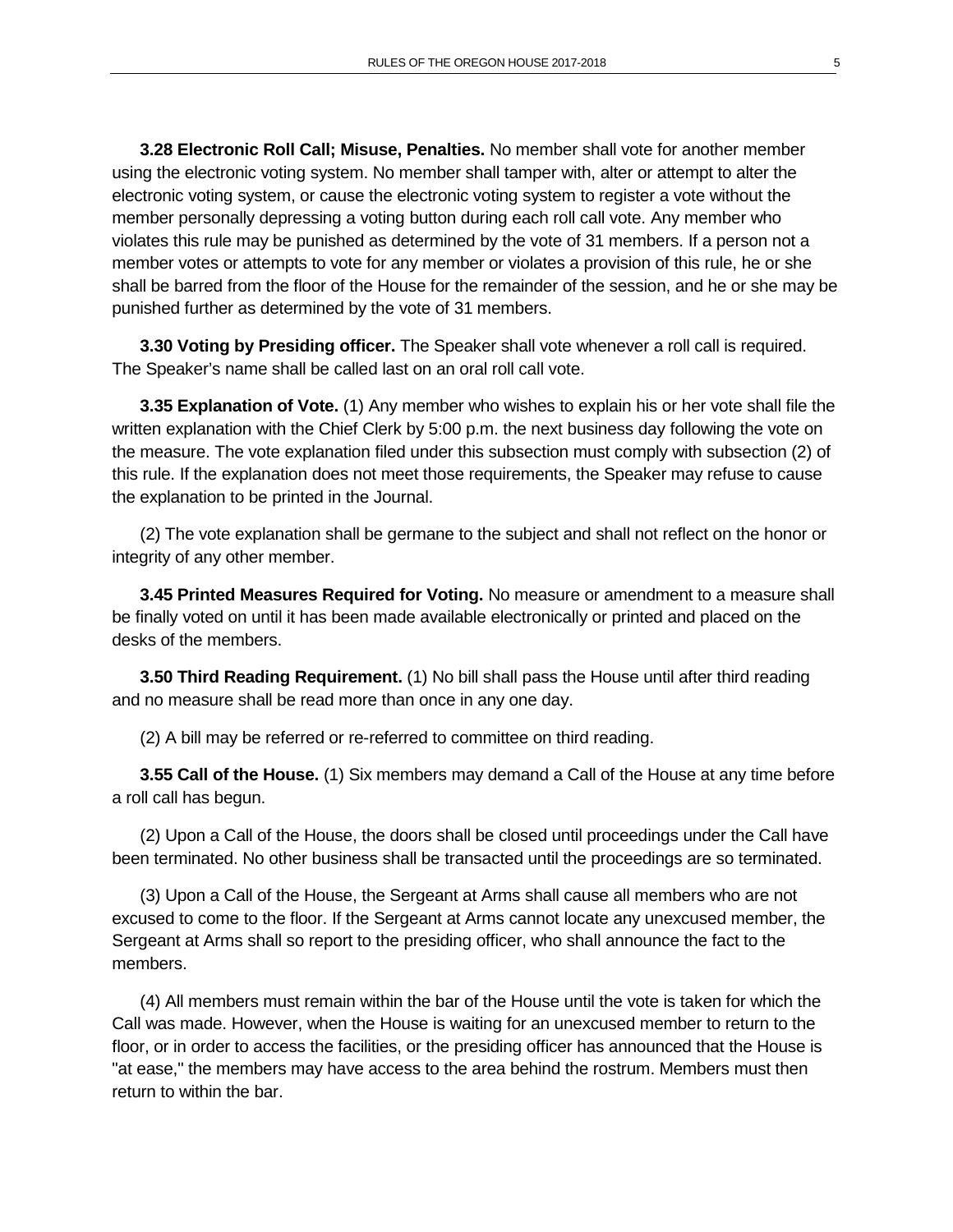**3.28 Electronic Roll Call; Misuse, Penalties.** No member shall vote for another member using the electronic voting system. No member shall tamper with, alter or attempt to alter the electronic voting system, or cause the electronic voting system to register a vote without the member personally depressing a voting button during each roll call vote. Any member who violates this rule may be punished as determined by the vote of 31 members. If a person not a member votes or attempts to vote for any member or violates a provision of this rule, he or she shall be barred from the floor of the House for the remainder of the session, and he or she may be punished further as determined by the vote of 31 members.

**3.30 Voting by Presiding officer.** The Speaker shall vote whenever a roll call is required. The Speaker's name shall be called last on an oral roll call vote.

**3.35 Explanation of Vote.** (1) Any member who wishes to explain his or her vote shall file the written explanation with the Chief Clerk by 5:00 p.m. the next business day following the vote on the measure. The vote explanation filed under this subsection must comply with subsection (2) of this rule. If the explanation does not meet those requirements, the Speaker may refuse to cause the explanation to be printed in the Journal.

(2) The vote explanation shall be germane to the subject and shall not reflect on the honor or integrity of any other member.

**3.45 Printed Measures Required for Voting.** No measure or amendment to a measure shall be finally voted on until it has been made available electronically or printed and placed on the desks of the members.

**3.50 Third Reading Requirement.** (1) No bill shall pass the House until after third reading and no measure shall be read more than once in any one day.

(2) A bill may be referred or re-referred to committee on third reading.

**3.55 Call of the House.** (1) Six members may demand a Call of the House at any time before a roll call has begun.

(2) Upon a Call of the House, the doors shall be closed until proceedings under the Call have been terminated. No other business shall be transacted until the proceedings are so terminated.

(3) Upon a Call of the House, the Sergeant at Arms shall cause all members who are not excused to come to the floor. If the Sergeant at Arms cannot locate any unexcused member, the Sergeant at Arms shall so report to the presiding officer, who shall announce the fact to the members.

(4) All members must remain within the bar of the House until the vote is taken for which the Call was made. However, when the House is waiting for an unexcused member to return to the floor, or in order to access the facilities, or the presiding officer has announced that the House is "at ease," the members may have access to the area behind the rostrum. Members must then return to within the bar.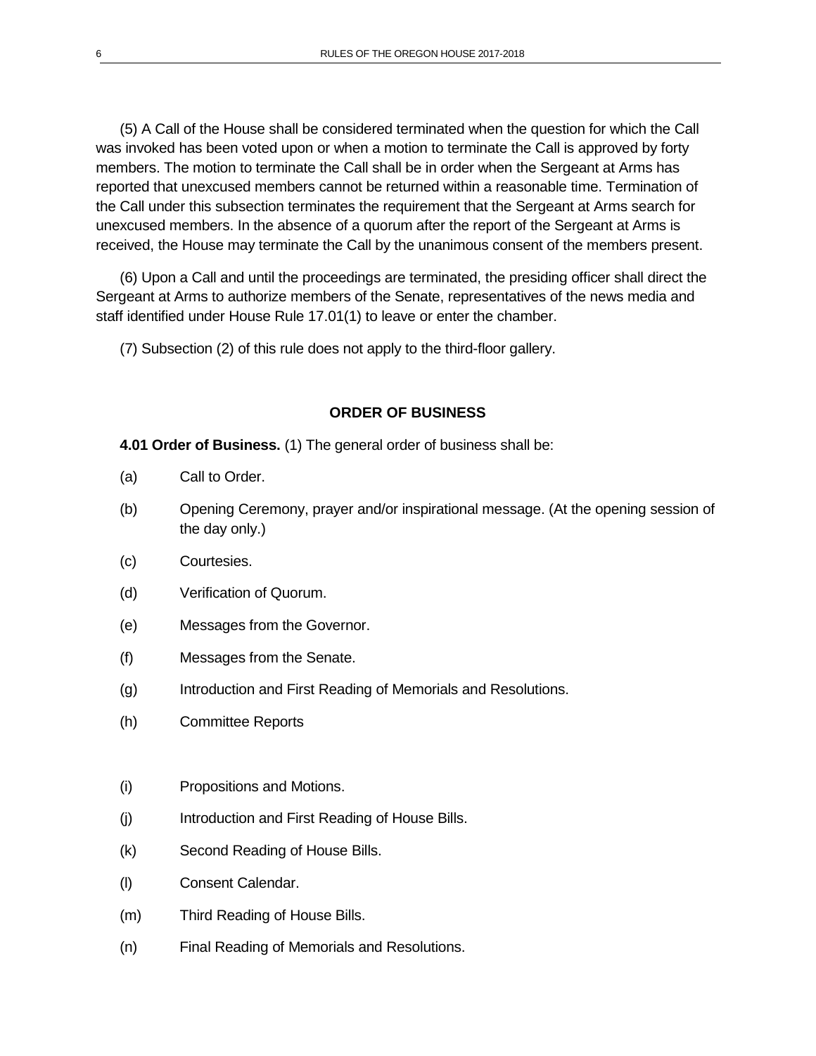(5) A Call of the House shall be considered terminated when the question for which the Call was invoked has been voted upon or when a motion to terminate the Call is approved by forty members. The motion to terminate the Call shall be in order when the Sergeant at Arms has reported that unexcused members cannot be returned within a reasonable time. Termination of the Call under this subsection terminates the requirement that the Sergeant at Arms search for unexcused members. In the absence of a quorum after the report of the Sergeant at Arms is received, the House may terminate the Call by the unanimous consent of the members present.

(6) Upon a Call and until the proceedings are terminated, the presiding officer shall direct the Sergeant at Arms to authorize members of the Senate, representatives of the news media and staff identified under House Rule 17.01(1) to leave or enter the chamber.

(7) Subsection (2) of this rule does not apply to the third-floor gallery.

## ORDER OF BUSINESS

**4.01 Order of Business.** (1) The general order of business shall be:

(a) Call to Order.

(b) Opening Ceremony, prayer and/or inspirational message. (At the opening session of the day only.)

(c) Courtesies.

(d) Verification of Quorum.

(e) Messages from the Governor.

(f) Messages from the Senate.

(g) Introduction and First Reading of Memorials and Resolutions.

(h) Committee Reports

(i) Propositions and Motions.

(j) Introduction and First Reading of House Bills.

(k) Second Reading of House Bills.

(l) Consent Calendar.

(m) Third Reading of House Bills.

(n) Final Reading of Memorials and Resolutions.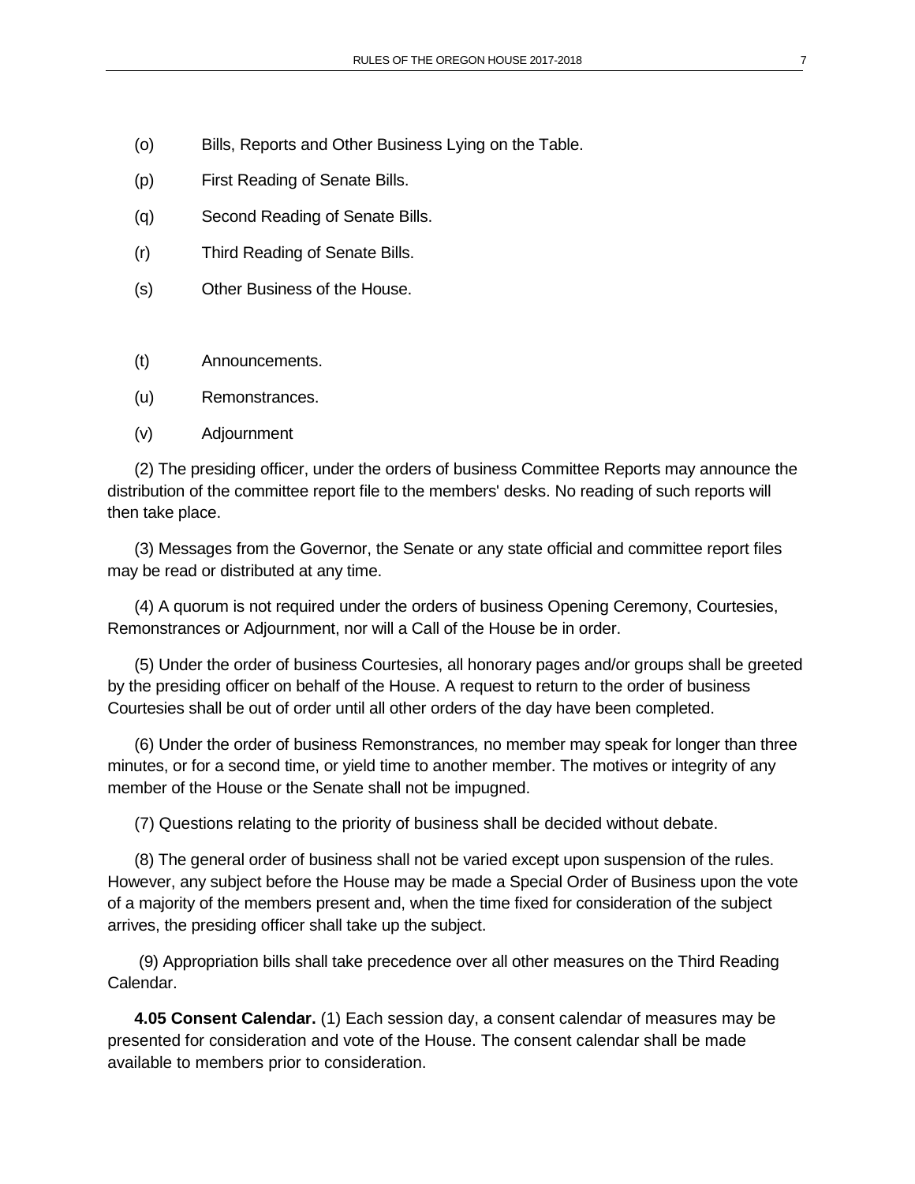(o) Bills, Reports and Other Business Lying on the Table.

(p) First Reading of Senate Bills.

(q) Second Reading of Senate Bills.

(r) Third Reading of Senate Bills.

(s) Other Business of the House.

(t) Announcements.

(u) Remonstrances.

(v) Adjournment

(2) The presiding officer, under the orders of business Committee Reports may announce the distribution of the committee report file to the members' desks. No reading of such reports will then take place.

(3) Messages from the Governor, the Senate or any state official and committee report files may be read or distributed at any time.

(4) A quorum is not required under the orders of business Opening Ceremony, Courtesies, Remonstrances or Adjournment, nor will a Call of the House be in order.

(5) Under the order of business Courtesies, all honorary pages and/or groups shall be greeted by the presiding officer on behalf of the House. A request to return to the order of business Courtesies shall be out of order until all other orders of the day have been completed.

(6) Under the order of business Remonstrances*,* no member may speak for longer than three minutes, or for a second time, or yield time to another member. The motives or integrity of any member of the House or the Senate shall not be impugned.

(7) Questions relating to the priority of business shall be decided without debate.

(8) The general order of business shall not be varied except upon suspension of the rules. However, any subject before the House may be made a Special Order of Business upon the vote of a majority of the members present and, when the time fixed for consideration of the subject arrives, the presiding officer shall take up the subject.

(9) Appropriation bills shall take precedence over all other measures on the Third Reading Calendar.

**4.05 Consent Calendar.** (1) Each session day, a consent calendar of measures may be presented for consideration and vote of the House. The consent calendar shall be made available to members prior to consideration.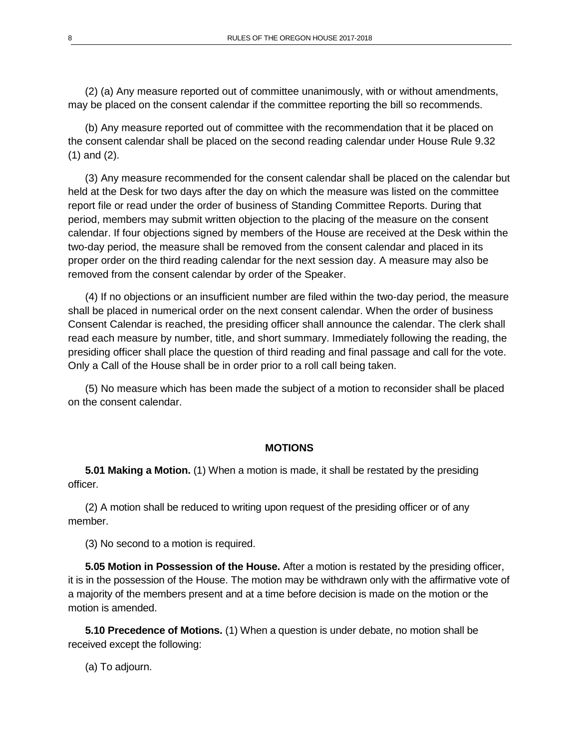(2) (a) Any measure reported out of committee unanimously, with or without amendments, may be placed on the consent calendar if the committee reporting the bill so recommends.

(b) Any measure reported out of committee with the recommendation that it be placed on the consent calendar shall be placed on the second reading calendar under House Rule 9.32 (1) and (2).

(3) Any measure recommended for the consent calendar shall be placed on the calendar but held at the Desk for two days after the day on which the measure was listed on the committee report file or read under the order of business of Standing Committee Reports. During that period, members may submit written objection to the placing of the measure on the consent calendar. If four objections signed by members of the House are received at the Desk within the two-day period, the measure shall be removed from the consent calendar and placed in its proper order on the third reading calendar for the next session day. A measure may also be removed from the consent calendar by order of the Speaker.

(4) If no objections or an insufficient number are filed within the two-day period, the measure shall be placed in numerical order on the next consent calendar. When the order of business Consent Calendar is reached, the presiding officer shall announce the calendar. The clerk shall read each measure by number, title, and short summary. Immediately following the reading, the presiding officer shall place the question of third reading and final passage and call for the vote. Only a Call of the House shall be in order prior to a roll call being taken.

(5) No measure which has been made the subject of a motion to reconsider shall be placed on the consent calendar.

## MOTIONS

**5.01 Making a Motion.** (1) When a motion is made, it shall be restated by the presiding officer.

(2) A motion shall be reduced to writing upon request of the presiding officer or of any member.

(3) No second to a motion is required.

**5.05 Motion in Possession of the House.** After a motion is restated by the presiding officer, it is in the possession of the House. The motion may be withdrawn only with the affirmative vote of a majority of the members present and at a time before decision is made on the motion or the motion is amended.

**5.10 Precedence of Motions.** (1) When a question is under debate, no motion shall be received except the following:

(a) To adjourn.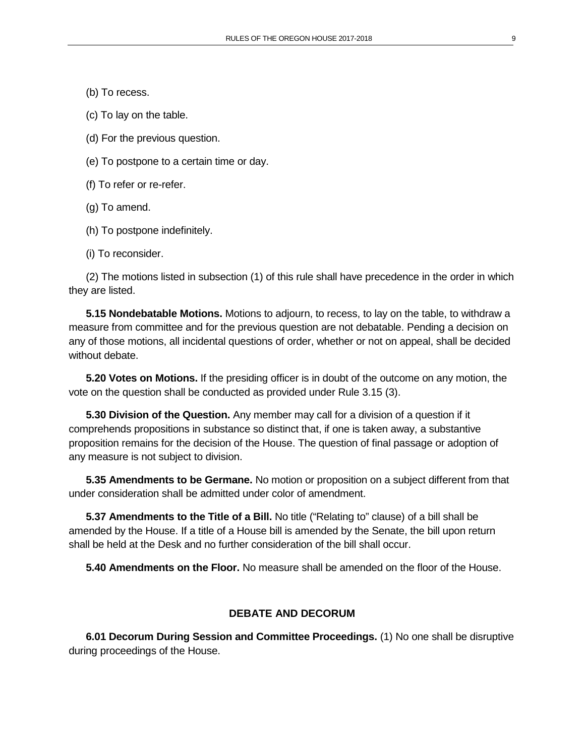(b) To recess.

(c) To lay on the table.

(d) For the previous question.

(e) To postpone to a certain time or day.

(f) To refer or re-refer.

(g) To amend.

(h) To postpone indefinitely.

(i) To reconsider.

(2) The motions listed in subsection (1) of this rule shall have precedence in the order in which they are listed.

**5.15 Nondebatable Motions.** Motions to adjourn, to recess, to lay on the table, to withdraw a measure from committee and for the previous question are not debatable. Pending a decision on any of those motions, all incidental questions of order, whether or not on appeal, shall be decided without debate.

**5.20 Votes on Motions.** If the presiding officer is in doubt of the outcome on any motion, the vote on the question shall be conducted as provided under Rule 3.15 (3).

**5.30 Division of the Question.** Any member may call for a division of a question if it comprehends propositions in substance so distinct that, if one is taken away, a substantive proposition remains for the decision of the House. The question of final passage or adoption of any measure is not subject to division.

**5.35 Amendments to be Germane.** No motion or proposition on a subject different from that under consideration shall be admitted under color of amendment.

**5.37 Amendments to the Title of a Bill.** No title ("Relating to" clause) of a bill shall be amended by the House. If a title of a House bill is amended by the Senate, the bill upon return shall be held at the Desk and no further consideration of the bill shall occur.

**5.40 Amendments on the Floor.** No measure shall be amended on the floor of the House.

## DEBATE AND DECORUM

**6.01 Decorum During Session and Committee Proceedings.** (1) No one shall be disruptive during proceedings of the House.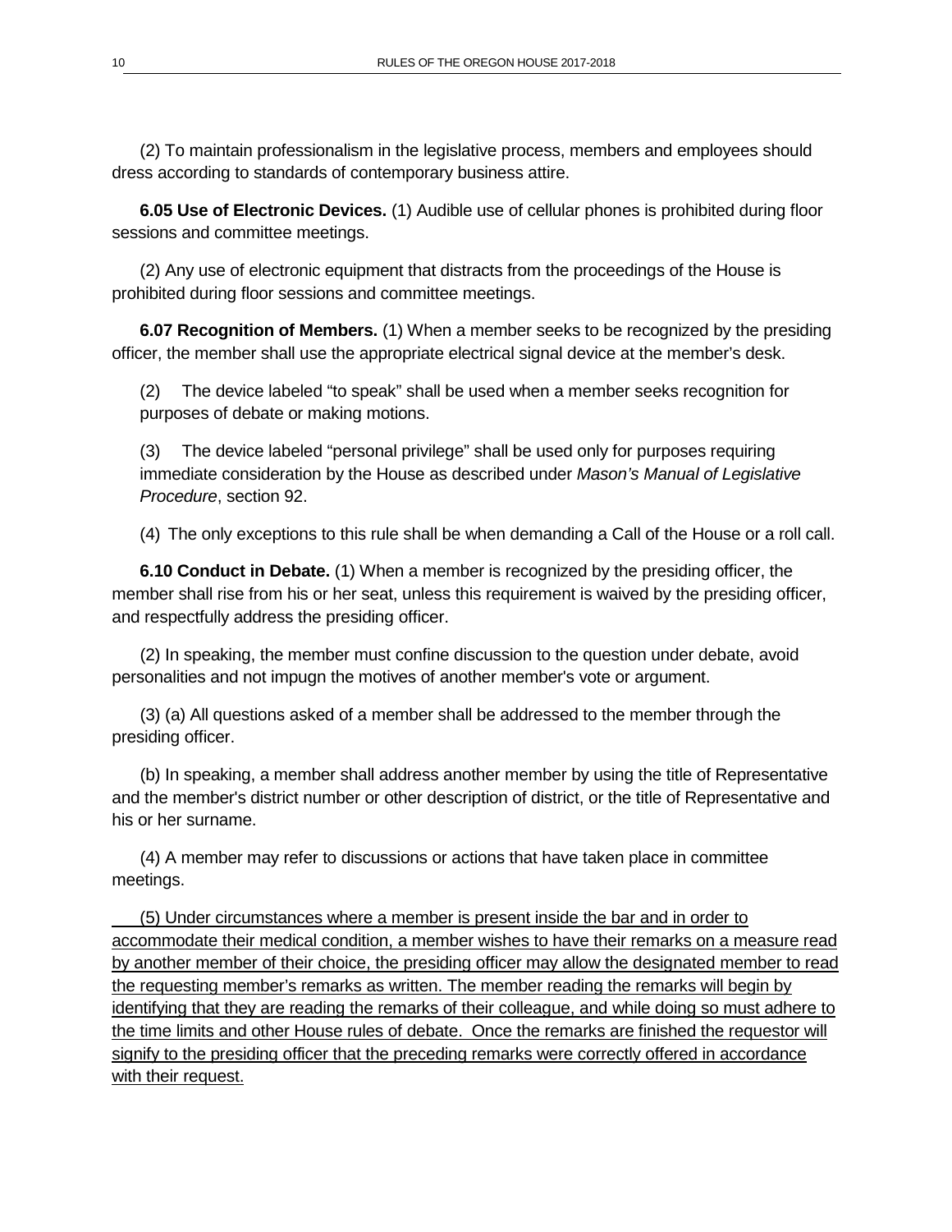(2) To maintain professionalism in the legislative process, members and employees should dress according to standards of contemporary business attire.

**6.05 Use of Electronic Devices.** (1) Audible use of cellular phones is prohibited during floor sessions and committee meetings.

(2) Any use of electronic equipment that distracts from the proceedings of the House is prohibited during floor sessions and committee meetings.

**6.07 Recognition of Members.** (1) When a member seeks to be recognized by the presiding officer, the member shall use the appropriate electrical signal device at the member's desk.

(2) The device labeled "to speak" shall be used when a member seeks recognition for purposes of debate or making motions.

(3) The device labeled "personal privilege" shall be used only for purposes requiring immediate consideration by the House as described under *Mason's Manual of Legislative Procedure*, section 92.

(4) The only exceptions to this rule shall be when demanding a Call of the House or a roll call.

**6.10 Conduct in Debate.** (1) When a member is recognized by the presiding officer, the member shall rise from his or her seat, unless this requirement is waived by the presiding officer, and respectfully address the presiding officer.

(2) In speaking, the member must confine discussion to the question under debate, avoid personalities and not impugn the motives of another member's vote or argument.

(3) (a) All questions asked of a member shall be addressed to the member through the presiding officer.

(b) In speaking, a member shall address another member by using the title of Representative and the member's district number or other description of district, or the title of Representative and his or her surname.

(4) A member may refer to discussions or actions that have taken place in committee meetings.

<u>(5) Under circumstances where a member is present inside the bar and in order to accommodate their medical condition, a member wishes to have their remarks on a measure read by another member of their choice, the presiding officer may allow the designated member to read the requesting member's remarks as written. The member reading the remarks will begin by identifying that they are reading the remarks of their colleague, and while doing so must adhere to the time limits and other House rules of debate. Once the remarks are finished the requestor will signify to the presiding officer that the preceding remarks were correctly offered in accordance with their request.</u>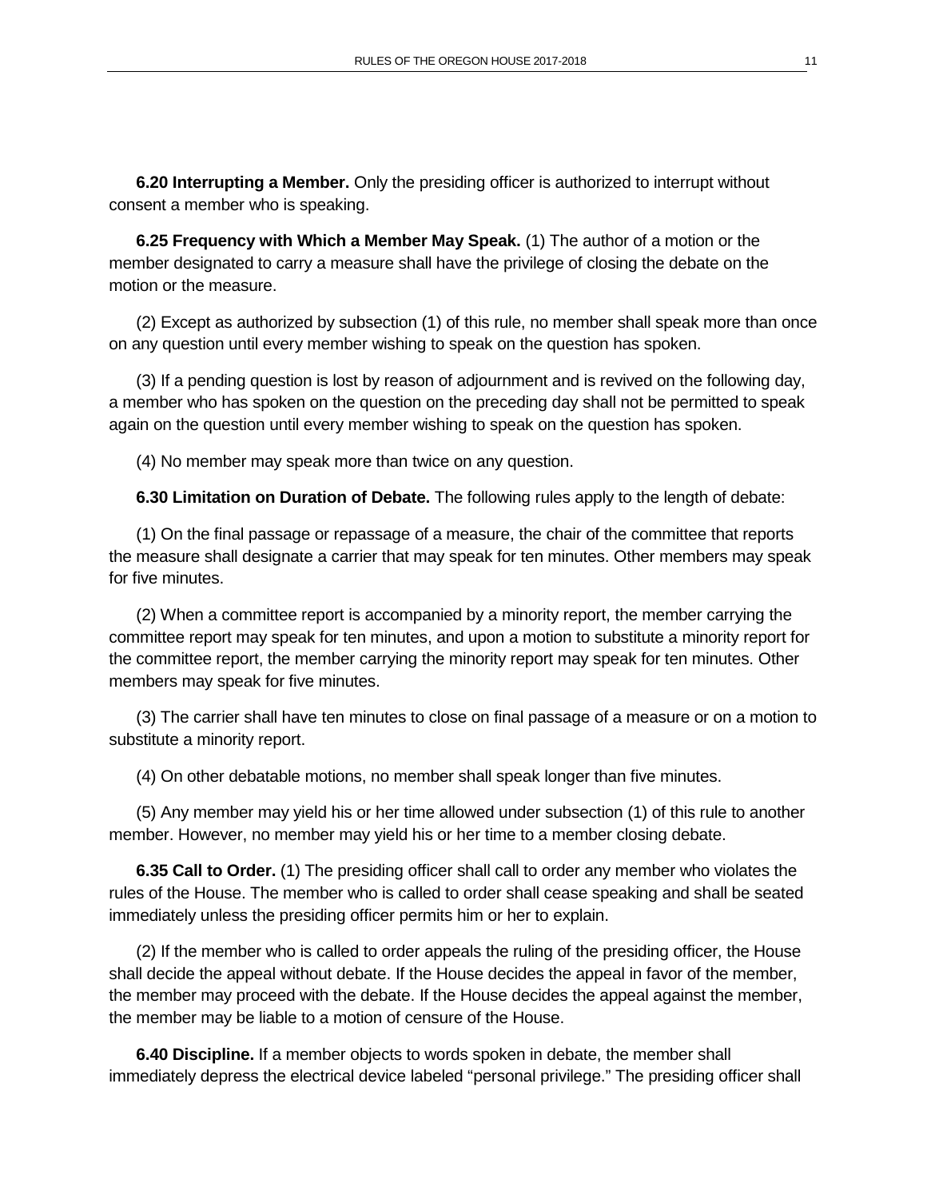**6.20 Interrupting a Member.** Only the presiding officer is authorized to interrupt without consent a member who is speaking.

**6.25 Frequency with Which a Member May Speak.** (1) The author of a motion or the member designated to carry a measure shall have the privilege of closing the debate on the motion or the measure.

(2) Except as authorized by subsection (1) of this rule, no member shall speak more than once on any question until every member wishing to speak on the question has spoken.

(3) If a pending question is lost by reason of adjournment and is revived on the following day, a member who has spoken on the question on the preceding day shall not be permitted to speak again on the question until every member wishing to speak on the question has spoken.

(4) No member may speak more than twice on any question.

**6.30 Limitation on Duration of Debate.** The following rules apply to the length of debate:

(1) On the final passage or repassage of a measure, the chair of the committee that reports the measure shall designate a carrier that may speak for ten minutes. Other members may speak for five minutes.

(2) When a committee report is accompanied by a minority report, the member carrying the committee report may speak for ten minutes, and upon a motion to substitute a minority report for the committee report, the member carrying the minority report may speak for ten minutes. Other members may speak for five minutes.

(3) The carrier shall have ten minutes to close on final passage of a measure or on a motion to substitute a minority report.

(4) On other debatable motions, no member shall speak longer than five minutes.

(5) Any member may yield his or her time allowed under subsection (1) of this rule to another member. However, no member may yield his or her time to a member closing debate.

**6.35 Call to Order.** (1) The presiding officer shall call to order any member who violates the rules of the House. The member who is called to order shall cease speaking and shall be seated immediately unless the presiding officer permits him or her to explain.

(2) If the member who is called to order appeals the ruling of the presiding officer, the House shall decide the appeal without debate. If the House decides the appeal in favor of the member, the member may proceed with the debate. If the House decides the appeal against the member, the member may be liable to a motion of censure of the House.

**6.40 Discipline.** If a member objects to words spoken in debate, the member shall immediately depress the electrical device labeled "personal privilege." The presiding officer shall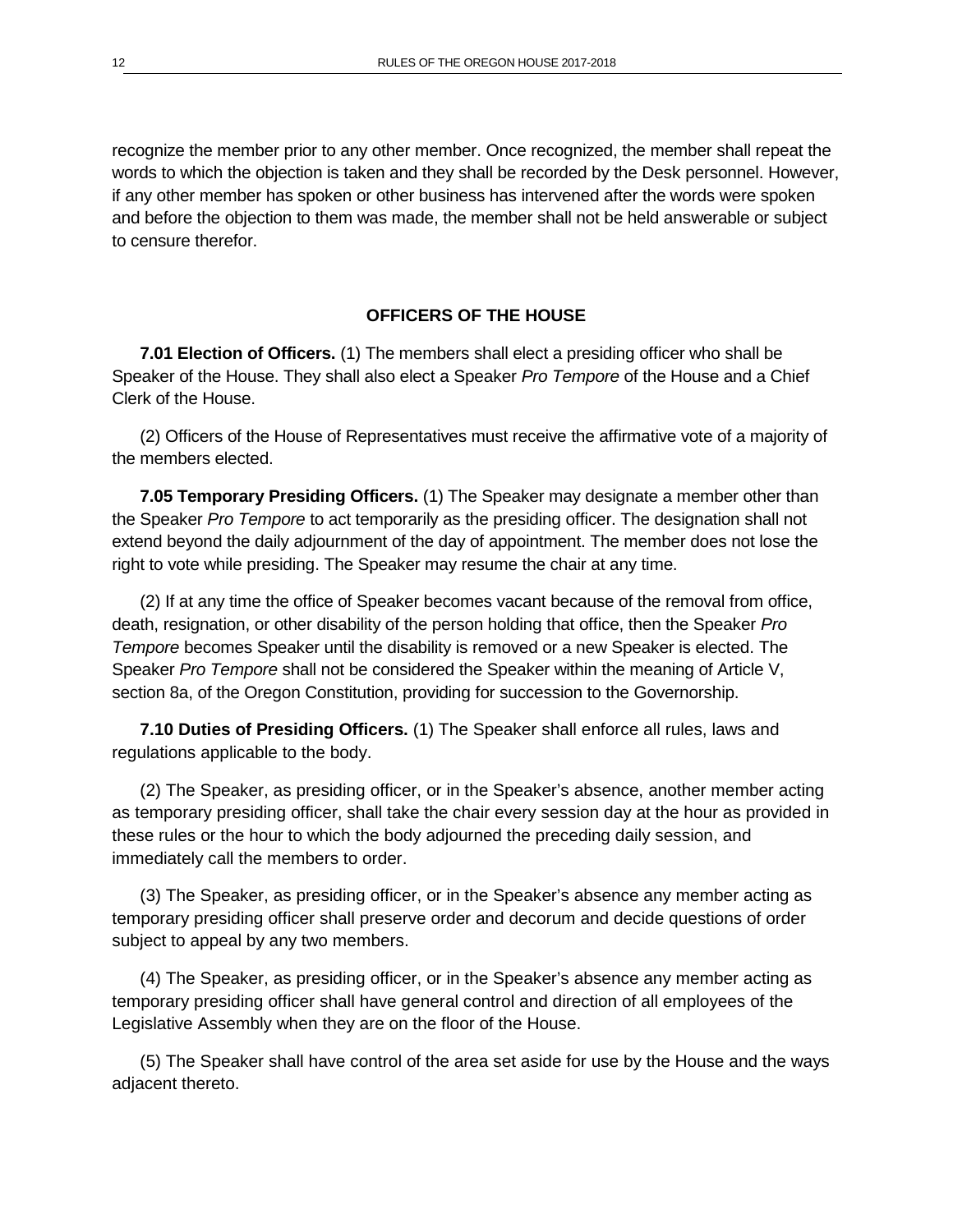recognize the member prior to any other member. Once recognized, the member shall repeat the words to which the objection is taken and they shall be recorded by the Desk personnel. However, if any other member has spoken or other business has intervened after the words were spoken and before the objection to them was made, the member shall not be held answerable or subject to censure therefor.

## OFFICERS OF THE HOUSE

**7.01 Election of Officers.** (1) The members shall elect a presiding officer who shall be Speaker of the House. They shall also elect a Speaker *Pro Tempore* of the House and a Chief Clerk of the House.

(2) Officers of the House of Representatives must receive the affirmative vote of a majority of the members elected.

**7.05 Temporary Presiding Officers.** (1) The Speaker may designate a member other than the Speaker *Pro Tempore* to act temporarily as the presiding officer. The designation shall not extend beyond the daily adjournment of the day of appointment. The member does not lose the right to vote while presiding. The Speaker may resume the chair at any time.

(2) If at any time the office of Speaker becomes vacant because of the removal from office, death, resignation, or other disability of the person holding that office, then the Speaker *Pro Tempore* becomes Speaker until the disability is removed or a new Speaker is elected. The Speaker *Pro Tempore* shall not be considered the Speaker within the meaning of Article V, section 8a, of the Oregon Constitution, providing for succession to the Governorship.

**7.10 Duties of Presiding Officers.** (1) The Speaker shall enforce all rules, laws and regulations applicable to the body.

(2) The Speaker, as presiding officer, or in the Speaker's absence, another member acting as temporary presiding officer, shall take the chair every session day at the hour as provided in these rules or the hour to which the body adjourned the preceding daily session, and immediately call the members to order.

(3) The Speaker, as presiding officer, or in the Speaker's absence any member acting as temporary presiding officer shall preserve order and decorum and decide questions of order subject to appeal by any two members.

(4) The Speaker, as presiding officer, or in the Speaker's absence any member acting as temporary presiding officer shall have general control and direction of all employees of the Legislative Assembly when they are on the floor of the House.

(5) The Speaker shall have control of the area set aside for use by the House and the ways adjacent thereto.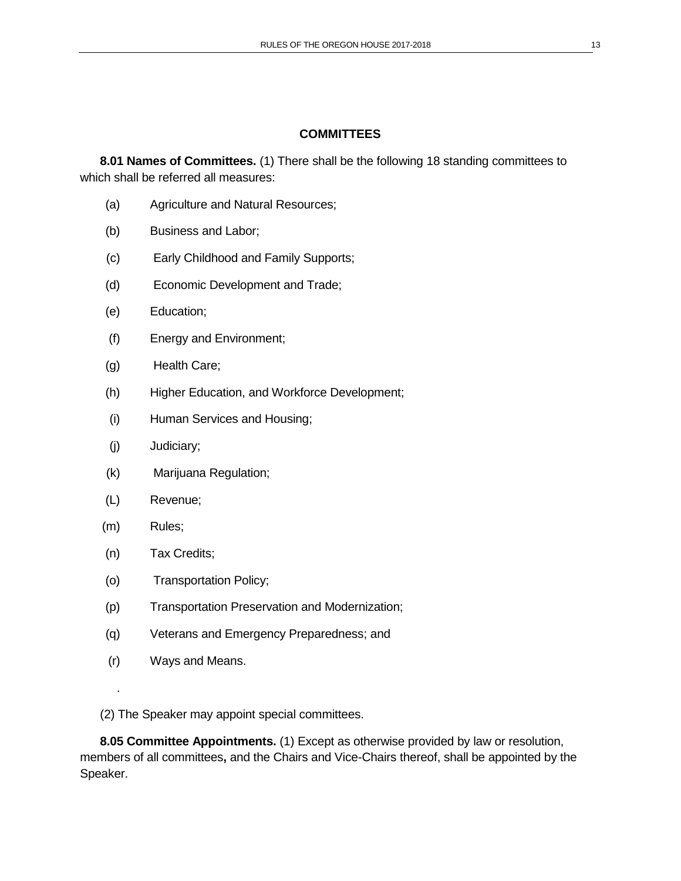## COMMITTEES

**8.01 Names of Committees.** (1) There shall be the following 18 standing committees to which shall be referred all measures:

(a) Agriculture and Natural Resources;

(b) Business and Labor;

(c) Early Childhood and Family Supports;

(d) Economic Development and Trade;

(e) Education;

(f) Energy and Environment;

(g) Health Care;

(h) Higher Education, and Workforce Development;

(i) Human Services and Housing;

(j) Judiciary;

(k) Marijuana Regulation;

(L) Revenue;

(m) Rules;

(n) Tax Credits;

(o) Transportation Policy;

(p) Transportation Preservation and Modernization;

(q) Veterans and Emergency Preparedness; and

(r) Ways and Means.

.

(2) The Speaker may appoint special committees.

**8.05 Committee Appointments.** (1) Except as otherwise provided by law or resolution, members of all committees**,** and the Chairs and Vice-Chairs thereof, shall be appointed by the Speaker.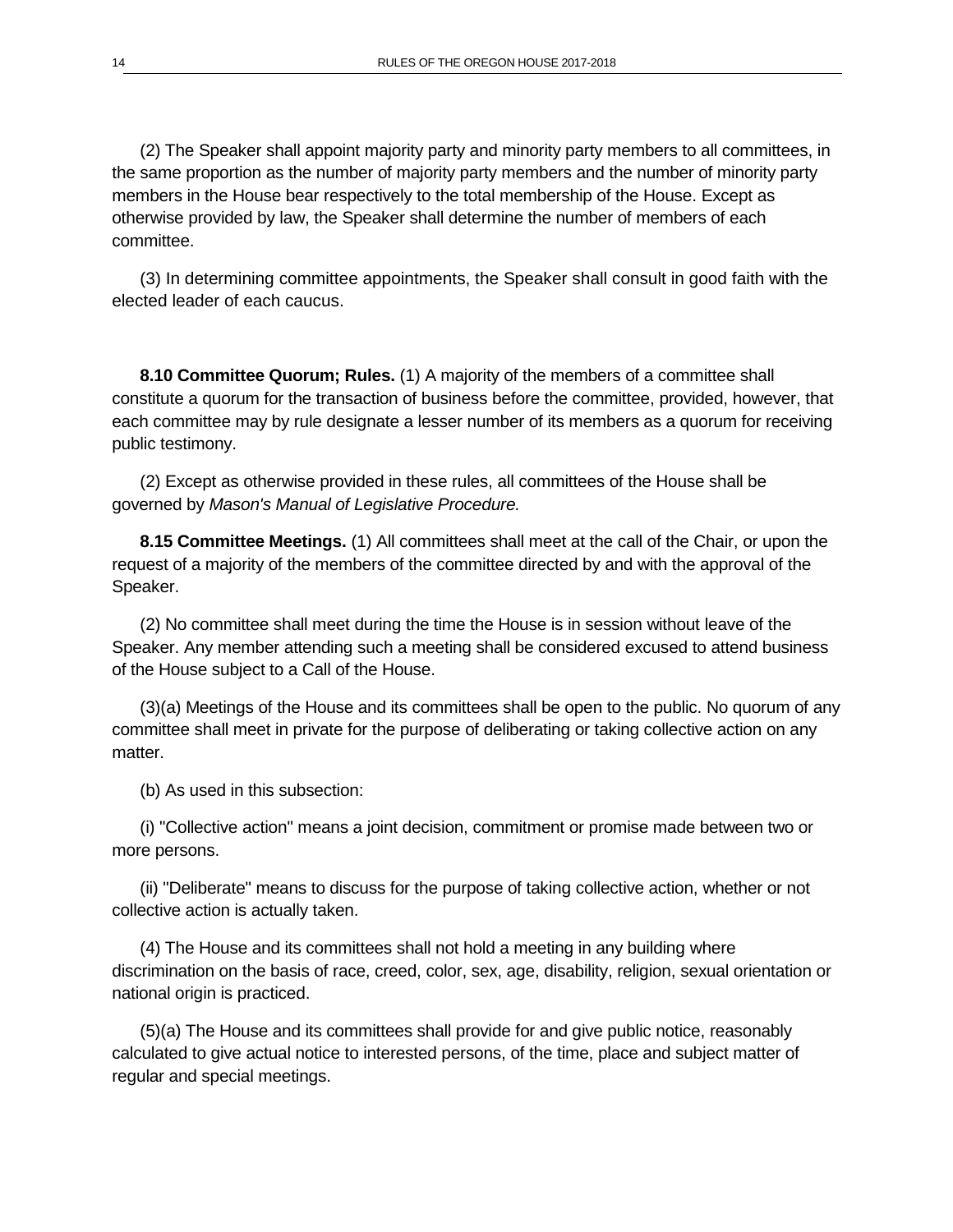(2) The Speaker shall appoint majority party and minority party members to all committees, in the same proportion as the number of majority party members and the number of minority party members in the House bear respectively to the total membership of the House. Except as otherwise provided by law, the Speaker shall determine the number of members of each committee.

(3) In determining committee appointments, the Speaker shall consult in good faith with the elected leader of each caucus.

**8.10 Committee Quorum; Rules.** (1) A majority of the members of a committee shall constitute a quorum for the transaction of business before the committee, provided, however, that each committee may by rule designate a lesser number of its members as a quorum for receiving public testimony.

(2) Except as otherwise provided in these rules, all committees of the House shall be governed by *Mason's Manual of Legislative Procedure.*

**8.15 Committee Meetings.** (1) All committees shall meet at the call of the Chair, or upon the request of a majority of the members of the committee directed by and with the approval of the Speaker.

(2) No committee shall meet during the time the House is in session without leave of the Speaker. Any member attending such a meeting shall be considered excused to attend business of the House subject to a Call of the House.

(3)(a) Meetings of the House and its committees shall be open to the public. No quorum of any committee shall meet in private for the purpose of deliberating or taking collective action on any matter.

(b) As used in this subsection:

(i) "Collective action" means a joint decision, commitment or promise made between two or more persons.

(ii) "Deliberate" means to discuss for the purpose of taking collective action, whether or not collective action is actually taken.

(4) The House and its committees shall not hold a meeting in any building where discrimination on the basis of race, creed, color, sex, age, disability, religion, sexual orientation or national origin is practiced.

(5)(a) The House and its committees shall provide for and give public notice, reasonably calculated to give actual notice to interested persons, of the time, place and subject matter of regular and special meetings.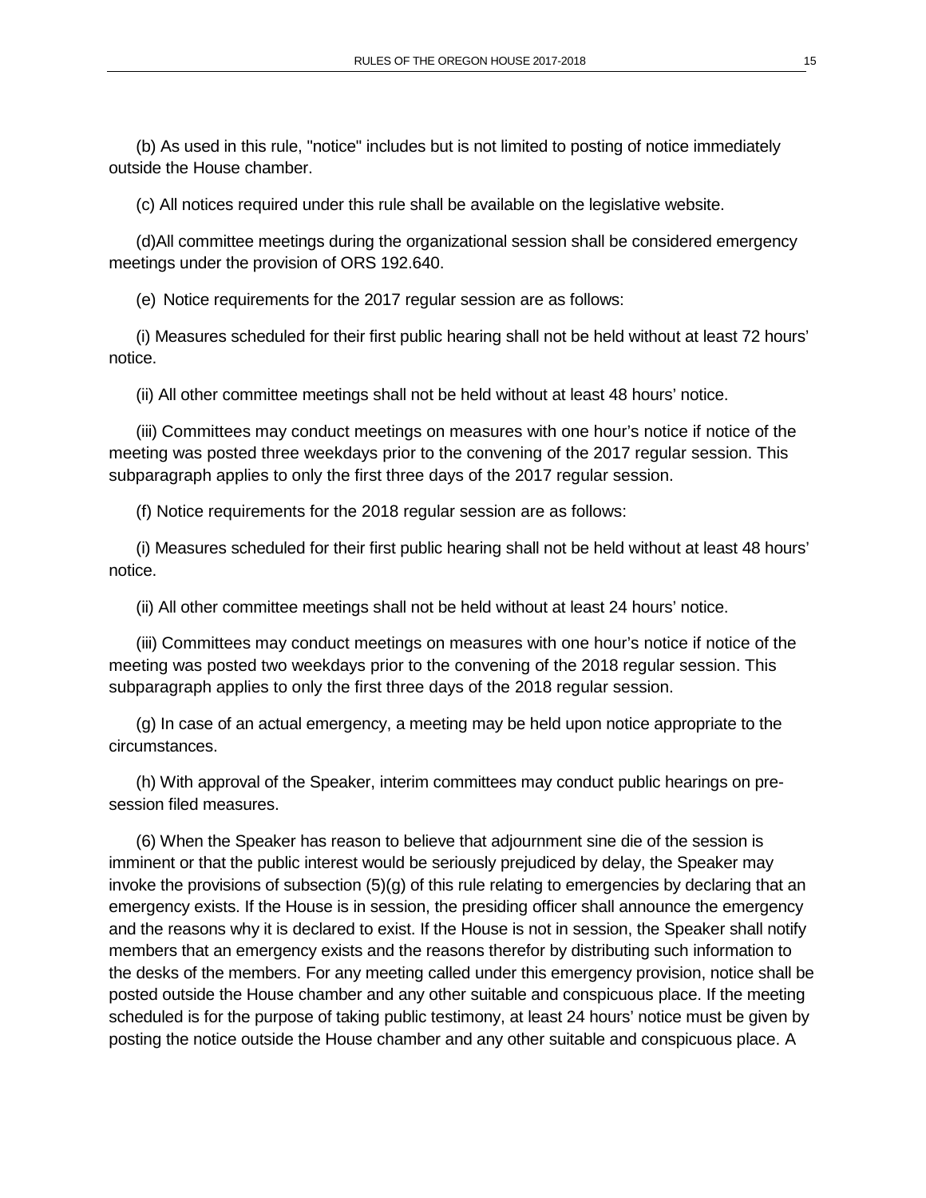(b) As used in this rule, "notice" includes but is not limited to posting of notice immediately outside the House chamber.

(c) All notices required under this rule shall be available on the legislative website.

(d)All committee meetings during the organizational session shall be considered emergency meetings under the provision of ORS 192.640.

(e) Notice requirements for the 2017 regular session are as follows:

(i) Measures scheduled for their first public hearing shall not be held without at least 72 hours' notice.

(ii) All other committee meetings shall not be held without at least 48 hours' notice.

(iii) Committees may conduct meetings on measures with one hour's notice if notice of the meeting was posted three weekdays prior to the convening of the 2017 regular session. This subparagraph applies to only the first three days of the 2017 regular session.

(f) Notice requirements for the 2018 regular session are as follows:

(i) Measures scheduled for their first public hearing shall not be held without at least 48 hours' notice.

(ii) All other committee meetings shall not be held without at least 24 hours' notice.

(iii) Committees may conduct meetings on measures with one hour's notice if notice of the meeting was posted two weekdays prior to the convening of the 2018 regular session. This subparagraph applies to only the first three days of the 2018 regular session.

(g) In case of an actual emergency, a meeting may be held upon notice appropriate to the circumstances.

(h) With approval of the Speaker, interim committees may conduct public hearings on pre-session filed measures.

(6) When the Speaker has reason to believe that adjournment sine die of the session is imminent or that the public interest would be seriously prejudiced by delay, the Speaker may invoke the provisions of subsection (5)(g) of this rule relating to emergencies by declaring that an emergency exists. If the House is in session, the presiding officer shall announce the emergency and the reasons why it is declared to exist. If the House is not in session, the Speaker shall notify members that an emergency exists and the reasons therefor by distributing such information to the desks of the members. For any meeting called under this emergency provision, notice shall be posted outside the House chamber and any other suitable and conspicuous place. If the meeting scheduled is for the purpose of taking public testimony, at least 24 hours' notice must be given by posting the notice outside the House chamber and any other suitable and conspicuous place. A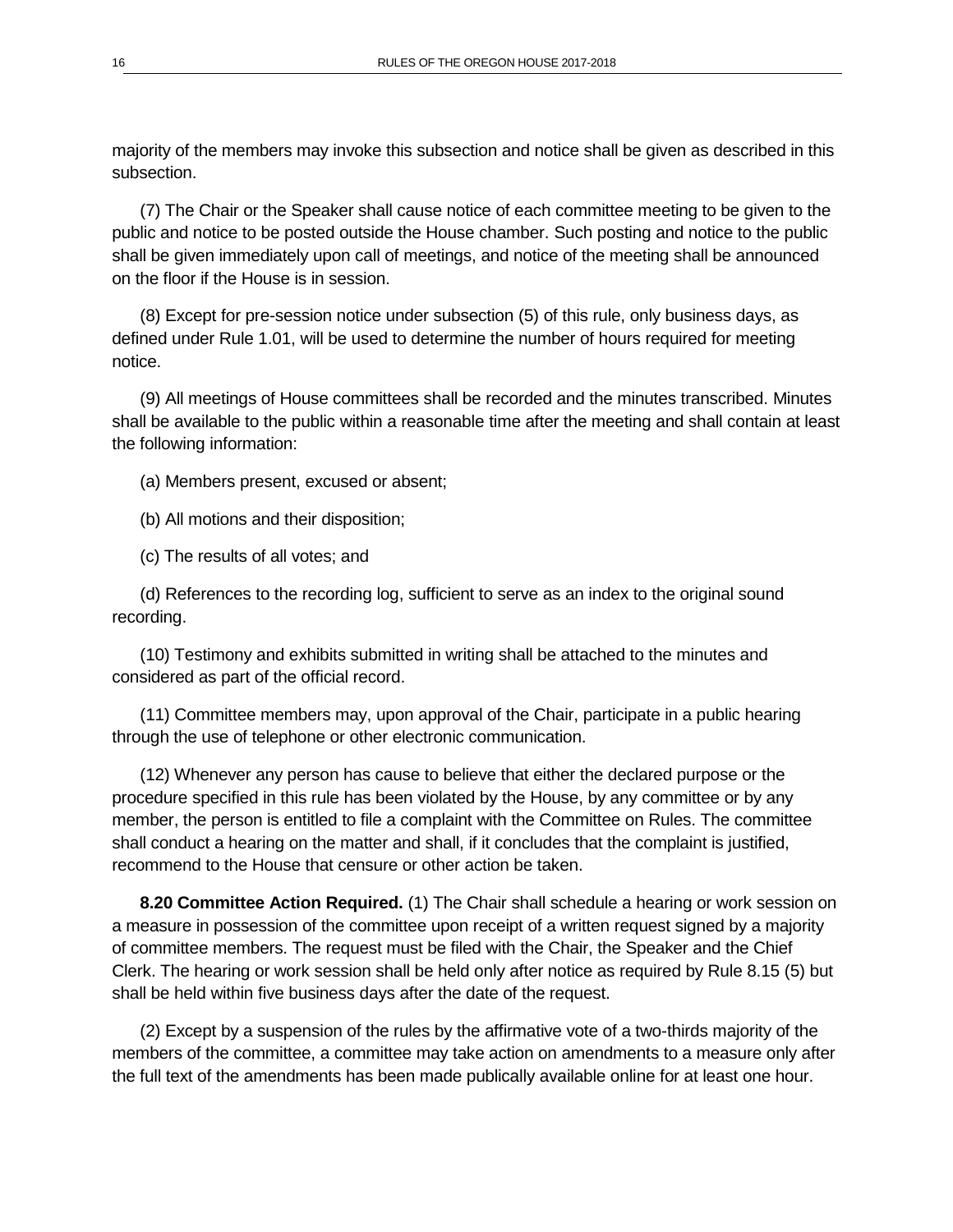majority of the members may invoke this subsection and notice shall be given as described in this subsection.

(7) The Chair or the Speaker shall cause notice of each committee meeting to be given to the public and notice to be posted outside the House chamber. Such posting and notice to the public shall be given immediately upon call of meetings, and notice of the meeting shall be announced on the floor if the House is in session.

(8) Except for pre-session notice under subsection (5) of this rule, only business days, as defined under Rule 1.01, will be used to determine the number of hours required for meeting notice.

(9) All meetings of House committees shall be recorded and the minutes transcribed. Minutes shall be available to the public within a reasonable time after the meeting and shall contain at least the following information:

(a) Members present, excused or absent;

(b) All motions and their disposition;

(c) The results of all votes; and

(d) References to the recording log, sufficient to serve as an index to the original sound recording.

(10) Testimony and exhibits submitted in writing shall be attached to the minutes and considered as part of the official record.

(11) Committee members may, upon approval of the Chair, participate in a public hearing through the use of telephone or other electronic communication.

(12) Whenever any person has cause to believe that either the declared purpose or the procedure specified in this rule has been violated by the House, by any committee or by any member, the person is entitled to file a complaint with the Committee on Rules. The committee shall conduct a hearing on the matter and shall, if it concludes that the complaint is justified, recommend to the House that censure or other action be taken.

**8.20 Committee Action Required.** (1) The Chair shall schedule a hearing or work session on a measure in possession of the committee upon receipt of a written request signed by a majority of committee members. The request must be filed with the Chair, the Speaker and the Chief Clerk. The hearing or work session shall be held only after notice as required by Rule 8.15 (5) but shall be held within five business days after the date of the request.

(2) Except by a suspension of the rules by the affirmative vote of a two-thirds majority of the members of the committee, a committee may take action on amendments to a measure only after the full text of the amendments has been made publically available online for at least one hour.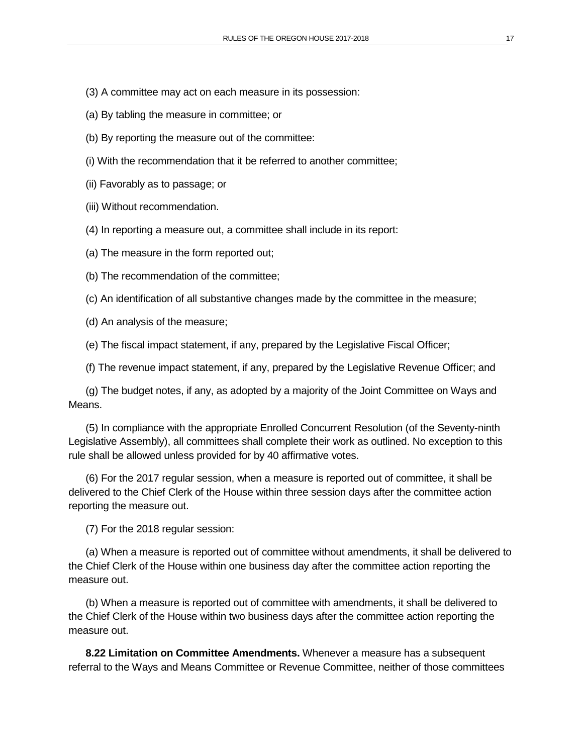(3) A committee may act on each measure in its possession:

(a) By tabling the measure in committee; or

(b) By reporting the measure out of the committee:

(i) With the recommendation that it be referred to another committee;

(ii) Favorably as to passage; or

(iii) Without recommendation.

(4) In reporting a measure out, a committee shall include in its report:

(a) The measure in the form reported out;

(b) The recommendation of the committee;

(c) An identification of all substantive changes made by the committee in the measure;

(d) An analysis of the measure;

(e) The fiscal impact statement, if any, prepared by the Legislative Fiscal Officer;

(f) The revenue impact statement, if any, prepared by the Legislative Revenue Officer; and

(g) The budget notes, if any, as adopted by a majority of the Joint Committee on Ways and Means.

(5) In compliance with the appropriate Enrolled Concurrent Resolution (of the Seventy-ninth Legislative Assembly), all committees shall complete their work as outlined. No exception to this rule shall be allowed unless provided for by 40 affirmative votes.

(6) For the 2017 regular session, when a measure is reported out of committee, it shall be delivered to the Chief Clerk of the House within three session days after the committee action reporting the measure out.

(7) For the 2018 regular session:

(a) When a measure is reported out of committee without amendments, it shall be delivered to the Chief Clerk of the House within one business day after the committee action reporting the measure out.

(b) When a measure is reported out of committee with amendments, it shall be delivered to the Chief Clerk of the House within two business days after the committee action reporting the measure out.

**8.22 Limitation on Committee Amendments.** Whenever a measure has a subsequent referral to the Ways and Means Committee or Revenue Committee, neither of those committees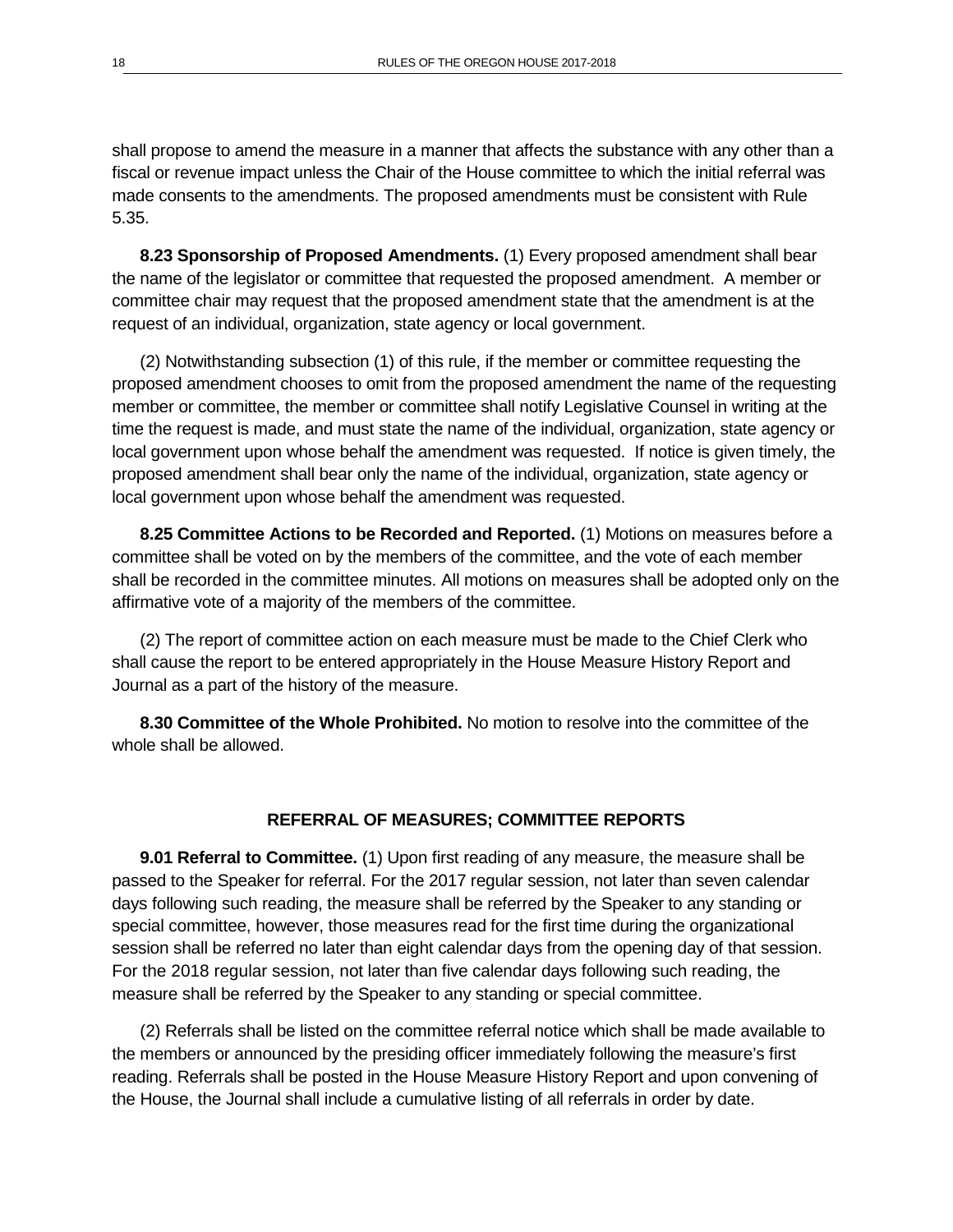shall propose to amend the measure in a manner that affects the substance with any other than a fiscal or revenue impact unless the Chair of the House committee to which the initial referral was made consents to the amendments. The proposed amendments must be consistent with Rule 5.35.

**8.23 Sponsorship of Proposed Amendments.** (1) Every proposed amendment shall bear the name of the legislator or committee that requested the proposed amendment. A member or committee chair may request that the proposed amendment state that the amendment is at the request of an individual, organization, state agency or local government.

(2) Notwithstanding subsection (1) of this rule, if the member or committee requesting the proposed amendment chooses to omit from the proposed amendment the name of the requesting member or committee, the member or committee shall notify Legislative Counsel in writing at the time the request is made, and must state the name of the individual, organization, state agency or local government upon whose behalf the amendment was requested. If notice is given timely, the proposed amendment shall bear only the name of the individual, organization, state agency or local government upon whose behalf the amendment was requested.

**8.25 Committee Actions to be Recorded and Reported.** (1) Motions on measures before a committee shall be voted on by the members of the committee, and the vote of each member shall be recorded in the committee minutes. All motions on measures shall be adopted only on the affirmative vote of a majority of the members of the committee.

(2) The report of committee action on each measure must be made to the Chief Clerk who shall cause the report to be entered appropriately in the House Measure History Report and Journal as a part of the history of the measure.

**8.30 Committee of the Whole Prohibited.** No motion to resolve into the committee of the whole shall be allowed.

## REFERRAL OF MEASURES; COMMITTEE REPORTS

**9.01 Referral to Committee.** (1) Upon first reading of any measure, the measure shall be passed to the Speaker for referral. For the 2017 regular session, not later than seven calendar days following such reading, the measure shall be referred by the Speaker to any standing or special committee, however, those measures read for the first time during the organizational session shall be referred no later than eight calendar days from the opening day of that session. For the 2018 regular session, not later than five calendar days following such reading, the measure shall be referred by the Speaker to any standing or special committee.

(2) Referrals shall be listed on the committee referral notice which shall be made available to the members or announced by the presiding officer immediately following the measure's first reading. Referrals shall be posted in the House Measure History Report and upon convening of the House, the Journal shall include a cumulative listing of all referrals in order by date.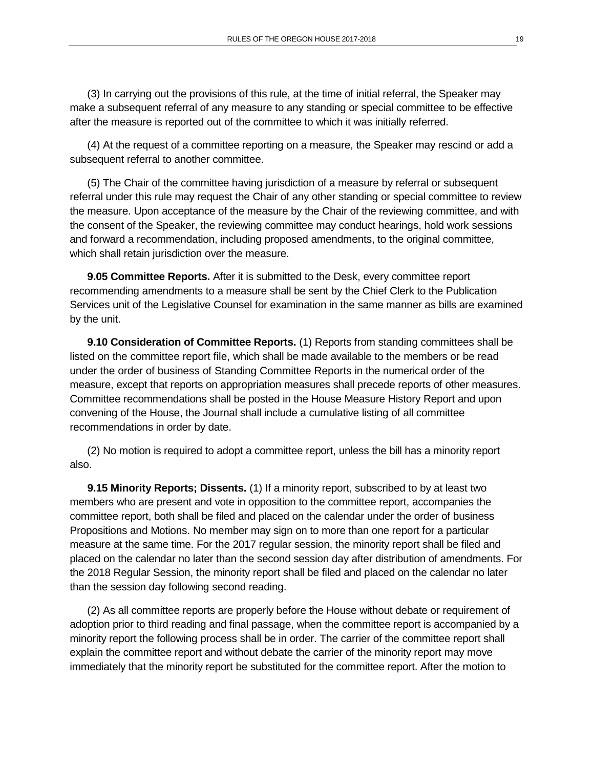(3) In carrying out the provisions of this rule, at the time of initial referral, the Speaker may make a subsequent referral of any measure to any standing or special committee to be effective after the measure is reported out of the committee to which it was initially referred.

(4) At the request of a committee reporting on a measure, the Speaker may rescind or add a subsequent referral to another committee.

(5) The Chair of the committee having jurisdiction of a measure by referral or subsequent referral under this rule may request the Chair of any other standing or special committee to review the measure. Upon acceptance of the measure by the Chair of the reviewing committee, and with the consent of the Speaker, the reviewing committee may conduct hearings, hold work sessions and forward a recommendation, including proposed amendments, to the original committee, which shall retain jurisdiction over the measure.

**9.05 Committee Reports.** After it is submitted to the Desk, every committee report recommending amendments to a measure shall be sent by the Chief Clerk to the Publication Services unit of the Legislative Counsel for examination in the same manner as bills are examined by the unit.

**9.10 Consideration of Committee Reports.** (1) Reports from standing committees shall be listed on the committee report file, which shall be made available to the members or be read under the order of business of Standing Committee Reports in the numerical order of the measure, except that reports on appropriation measures shall precede reports of other measures. Committee recommendations shall be posted in the House Measure History Report and upon convening of the House, the Journal shall include a cumulative listing of all committee recommendations in order by date.

(2) No motion is required to adopt a committee report, unless the bill has a minority report also.

**9.15 Minority Reports; Dissents.** (1) If a minority report, subscribed to by at least two members who are present and vote in opposition to the committee report, accompanies the committee report, both shall be filed and placed on the calendar under the order of business Propositions and Motions. No member may sign on to more than one report for a particular measure at the same time. For the 2017 regular session, the minority report shall be filed and placed on the calendar no later than the second session day after distribution of amendments. For the 2018 Regular Session, the minority report shall be filed and placed on the calendar no later than the session day following second reading.

(2) As all committee reports are properly before the House without debate or requirement of adoption prior to third reading and final passage, when the committee report is accompanied by a minority report the following process shall be in order. The carrier of the committee report shall explain the committee report and without debate the carrier of the minority report may move immediately that the minority report be substituted for the committee report. After the motion to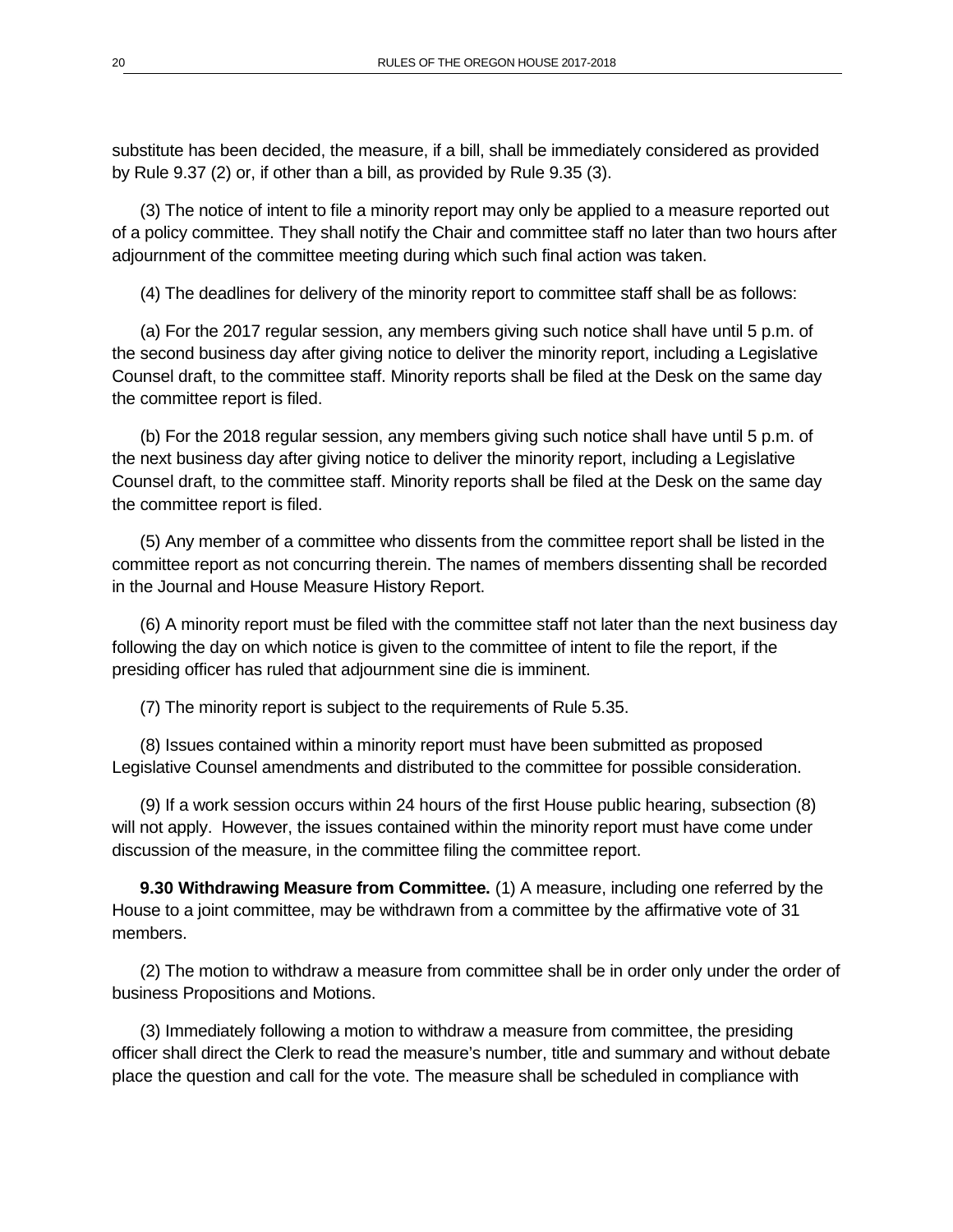substitute has been decided, the measure, if a bill, shall be immediately considered as provided by Rule 9.37 (2) or, if other than a bill, as provided by Rule 9.35 (3).

(3) The notice of intent to file a minority report may only be applied to a measure reported out of a policy committee. They shall notify the Chair and committee staff no later than two hours after adjournment of the committee meeting during which such final action was taken.

(4) The deadlines for delivery of the minority report to committee staff shall be as follows:

(a) For the 2017 regular session, any members giving such notice shall have until 5 p.m. of the second business day after giving notice to deliver the minority report, including a Legislative Counsel draft, to the committee staff. Minority reports shall be filed at the Desk on the same day the committee report is filed.

(b) For the 2018 regular session, any members giving such notice shall have until 5 p.m. of the next business day after giving notice to deliver the minority report, including a Legislative Counsel draft, to the committee staff. Minority reports shall be filed at the Desk on the same day the committee report is filed.

(5) Any member of a committee who dissents from the committee report shall be listed in the committee report as not concurring therein. The names of members dissenting shall be recorded in the Journal and House Measure History Report.

(6) A minority report must be filed with the committee staff not later than the next business day following the day on which notice is given to the committee of intent to file the report, if the presiding officer has ruled that adjournment sine die is imminent.

(7) The minority report is subject to the requirements of Rule 5.35.

(8) Issues contained within a minority report must have been submitted as proposed Legislative Counsel amendments and distributed to the committee for possible consideration.

(9) If a work session occurs within 24 hours of the first House public hearing, subsection (8) will not apply. However, the issues contained within the minority report must have come under discussion of the measure, in the committee filing the committee report.

**9.30 Withdrawing Measure from Committee.** (1) A measure, including one referred by the House to a joint committee, may be withdrawn from a committee by the affirmative vote of 31 members.

(2) The motion to withdraw a measure from committee shall be in order only under the order of business Propositions and Motions.

(3) Immediately following a motion to withdraw a measure from committee, the presiding officer shall direct the Clerk to read the measure's number, title and summary and without debate place the question and call for the vote. The measure shall be scheduled in compliance with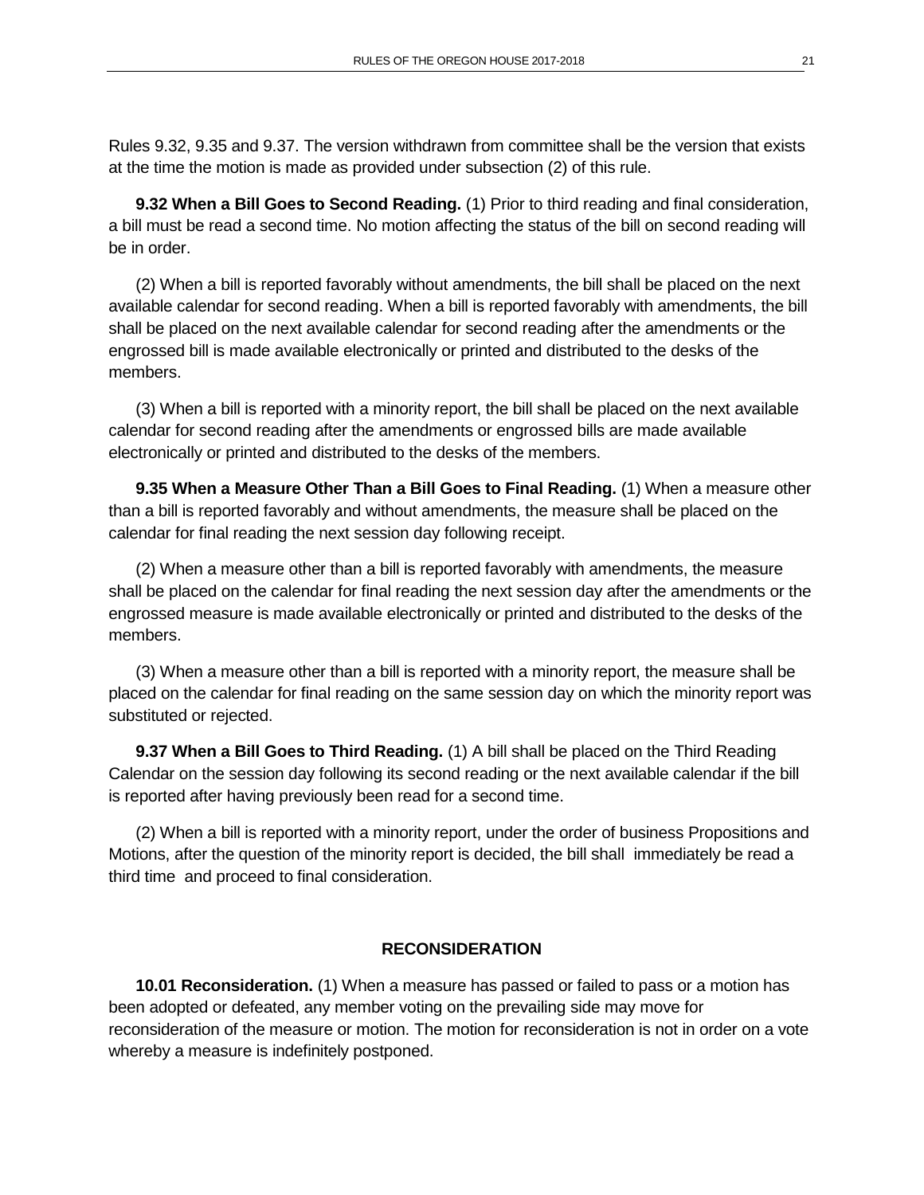Rules 9.32, 9.35 and 9.37. The version withdrawn from committee shall be the version that exists at the time the motion is made as provided under subsection (2) of this rule.

**9.32 When a Bill Goes to Second Reading.** (1) Prior to third reading and final consideration, a bill must be read a second time. No motion affecting the status of the bill on second reading will be in order.

(2) When a bill is reported favorably without amendments, the bill shall be placed on the next available calendar for second reading. When a bill is reported favorably with amendments, the bill shall be placed on the next available calendar for second reading after the amendments or the engrossed bill is made available electronically or printed and distributed to the desks of the members.

(3) When a bill is reported with a minority report, the bill shall be placed on the next available calendar for second reading after the amendments or engrossed bills are made available electronically or printed and distributed to the desks of the members.

**9.35 When a Measure Other Than a Bill Goes to Final Reading.** (1) When a measure other than a bill is reported favorably and without amendments, the measure shall be placed on the calendar for final reading the next session day following receipt.

(2) When a measure other than a bill is reported favorably with amendments, the measure shall be placed on the calendar for final reading the next session day after the amendments or the engrossed measure is made available electronically or printed and distributed to the desks of the members.

(3) When a measure other than a bill is reported with a minority report, the measure shall be placed on the calendar for final reading on the same session day on which the minority report was substituted or rejected.

**9.37 When a Bill Goes to Third Reading.** (1) A bill shall be placed on the Third Reading Calendar on the session day following its second reading or the next available calendar if the bill is reported after having previously been read for a second time.

(2) When a bill is reported with a minority report, under the order of business Propositions and Motions, after the question of the minority report is decided, the bill shall immediately be read a third time and proceed to final consideration.

## RECONSIDERATION

**10.01 Reconsideration.** (1) When a measure has passed or failed to pass or a motion has been adopted or defeated, any member voting on the prevailing side may move for reconsideration of the measure or motion. The motion for reconsideration is not in order on a vote whereby a measure is indefinitely postponed.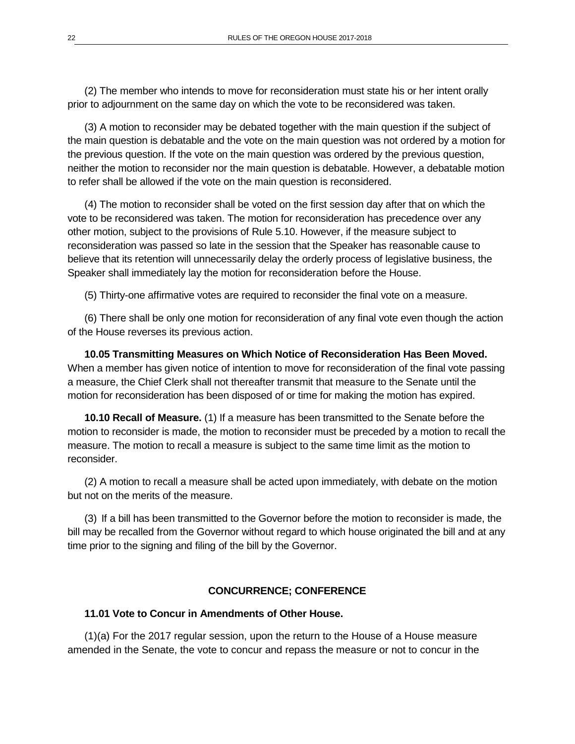(2) The member who intends to move for reconsideration must state his or her intent orally prior to adjournment on the same day on which the vote to be reconsidered was taken.

(3) A motion to reconsider may be debated together with the main question if the subject of the main question is debatable and the vote on the main question was not ordered by a motion for the previous question. If the vote on the main question was ordered by the previous question, neither the motion to reconsider nor the main question is debatable. However, a debatable motion to refer shall be allowed if the vote on the main question is reconsidered.

(4) The motion to reconsider shall be voted on the first session day after that on which the vote to be reconsidered was taken. The motion for reconsideration has precedence over any other motion, subject to the provisions of Rule 5.10. However, if the measure subject to reconsideration was passed so late in the session that the Speaker has reasonable cause to believe that its retention will unnecessarily delay the orderly process of legislative business, the Speaker shall immediately lay the motion for reconsideration before the House.

(5) Thirty-one affirmative votes are required to reconsider the final vote on a measure.

(6) There shall be only one motion for reconsideration of any final vote even though the action of the House reverses its previous action.

**10.05 Transmitting Measures on Which Notice of Reconsideration Has Been Moved.** When a member has given notice of intention to move for reconsideration of the final vote passing a measure, the Chief Clerk shall not thereafter transmit that measure to the Senate until the motion for reconsideration has been disposed of or time for making the motion has expired.

**10.10 Recall of Measure.** (1) If a measure has been transmitted to the Senate before the motion to reconsider is made, the motion to reconsider must be preceded by a motion to recall the measure. The motion to recall a measure is subject to the same time limit as the motion to reconsider.

(2) A motion to recall a measure shall be acted upon immediately, with debate on the motion but not on the merits of the measure.

(3) If a bill has been transmitted to the Governor before the motion to reconsider is made, the bill may be recalled from the Governor without regard to which house originated the bill and at any time prior to the signing and filing of the bill by the Governor.

## CONCURRENCE; CONFERENCE

**11.01 Vote to Concur in Amendments of Other House.**

(1)(a) For the 2017 regular session, upon the return to the House of a House measure amended in the Senate, the vote to concur and repass the measure or not to concur in the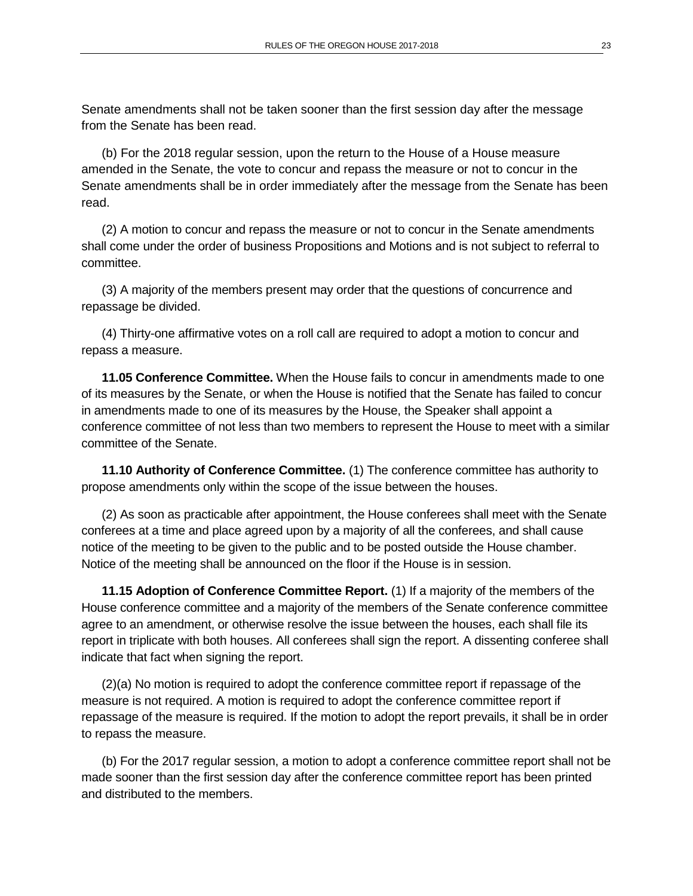Senate amendments shall not be taken sooner than the first session day after the message from the Senate has been read.

(b) For the 2018 regular session, upon the return to the House of a House measure amended in the Senate, the vote to concur and repass the measure or not to concur in the Senate amendments shall be in order immediately after the message from the Senate has been read.

(2) A motion to concur and repass the measure or not to concur in the Senate amendments shall come under the order of business Propositions and Motions and is not subject to referral to committee.

(3) A majority of the members present may order that the questions of concurrence and repassage be divided.

(4) Thirty-one affirmative votes on a roll call are required to adopt a motion to concur and repass a measure.

**11.05 Conference Committee.** When the House fails to concur in amendments made to one of its measures by the Senate, or when the House is notified that the Senate has failed to concur in amendments made to one of its measures by the House, the Speaker shall appoint a conference committee of not less than two members to represent the House to meet with a similar committee of the Senate.

**11.10 Authority of Conference Committee.** (1) The conference committee has authority to propose amendments only within the scope of the issue between the houses.

(2) As soon as practicable after appointment, the House conferees shall meet with the Senate conferees at a time and place agreed upon by a majority of all the conferees, and shall cause notice of the meeting to be given to the public and to be posted outside the House chamber. Notice of the meeting shall be announced on the floor if the House is in session.

**11.15 Adoption of Conference Committee Report.** (1) If a majority of the members of the House conference committee and a majority of the members of the Senate conference committee agree to an amendment, or otherwise resolve the issue between the houses, each shall file its report in triplicate with both houses. All conferees shall sign the report. A dissenting conferee shall indicate that fact when signing the report.

(2)(a) No motion is required to adopt the conference committee report if repassage of the measure is not required. A motion is required to adopt the conference committee report if repassage of the measure is required. If the motion to adopt the report prevails, it shall be in order to repass the measure.

(b) For the 2017 regular session, a motion to adopt a conference committee report shall not be made sooner than the first session day after the conference committee report has been printed and distributed to the members.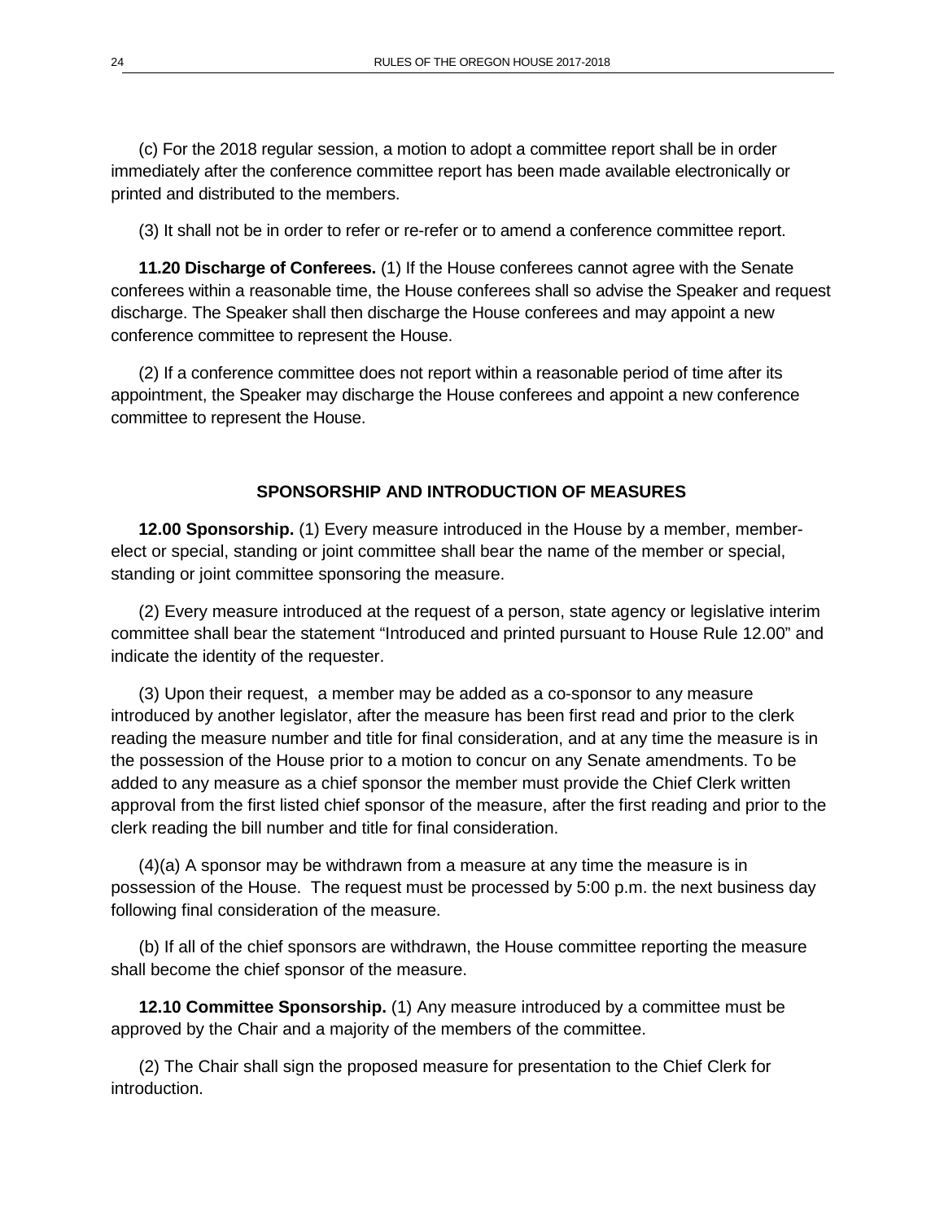(c) For the 2018 regular session, a motion to adopt a committee report shall be in order immediately after the conference committee report has been made available electronically or printed and distributed to the members.

(3) It shall not be in order to refer or re-refer or to amend a conference committee report.

**11.20 Discharge of Conferees.** (1) If the House conferees cannot agree with the Senate conferees within a reasonable time, the House conferees shall so advise the Speaker and request discharge. The Speaker shall then discharge the House conferees and may appoint a new conference committee to represent the House.

(2) If a conference committee does not report within a reasonable period of time after its appointment, the Speaker may discharge the House conferees and appoint a new conference committee to represent the House.

## SPONSORSHIP AND INTRODUCTION OF MEASURES

**12.00 Sponsorship.** (1) Every measure introduced in the House by a member, member-elect or special, standing or joint committee shall bear the name of the member or special, standing or joint committee sponsoring the measure.

(2) Every measure introduced at the request of a person, state agency or legislative interim committee shall bear the statement "Introduced and printed pursuant to House Rule 12.00" and indicate the identity of the requester.

(3) Upon their request, a member may be added as a co-sponsor to any measure introduced by another legislator, after the measure has been first read and prior to the clerk reading the measure number and title for final consideration, and at any time the measure is in the possession of the House prior to a motion to concur on any Senate amendments. To be added to any measure as a chief sponsor the member must provide the Chief Clerk written approval from the first listed chief sponsor of the measure, after the first reading and prior to the clerk reading the bill number and title for final consideration.

(4)(a) A sponsor may be withdrawn from a measure at any time the measure is in possession of the House. The request must be processed by 5:00 p.m. the next business day following final consideration of the measure.

(b) If all of the chief sponsors are withdrawn, the House committee reporting the measure shall become the chief sponsor of the measure.

**12.10 Committee Sponsorship.** (1) Any measure introduced by a committee must be approved by the Chair and a majority of the members of the committee.

(2) The Chair shall sign the proposed measure for presentation to the Chief Clerk for introduction.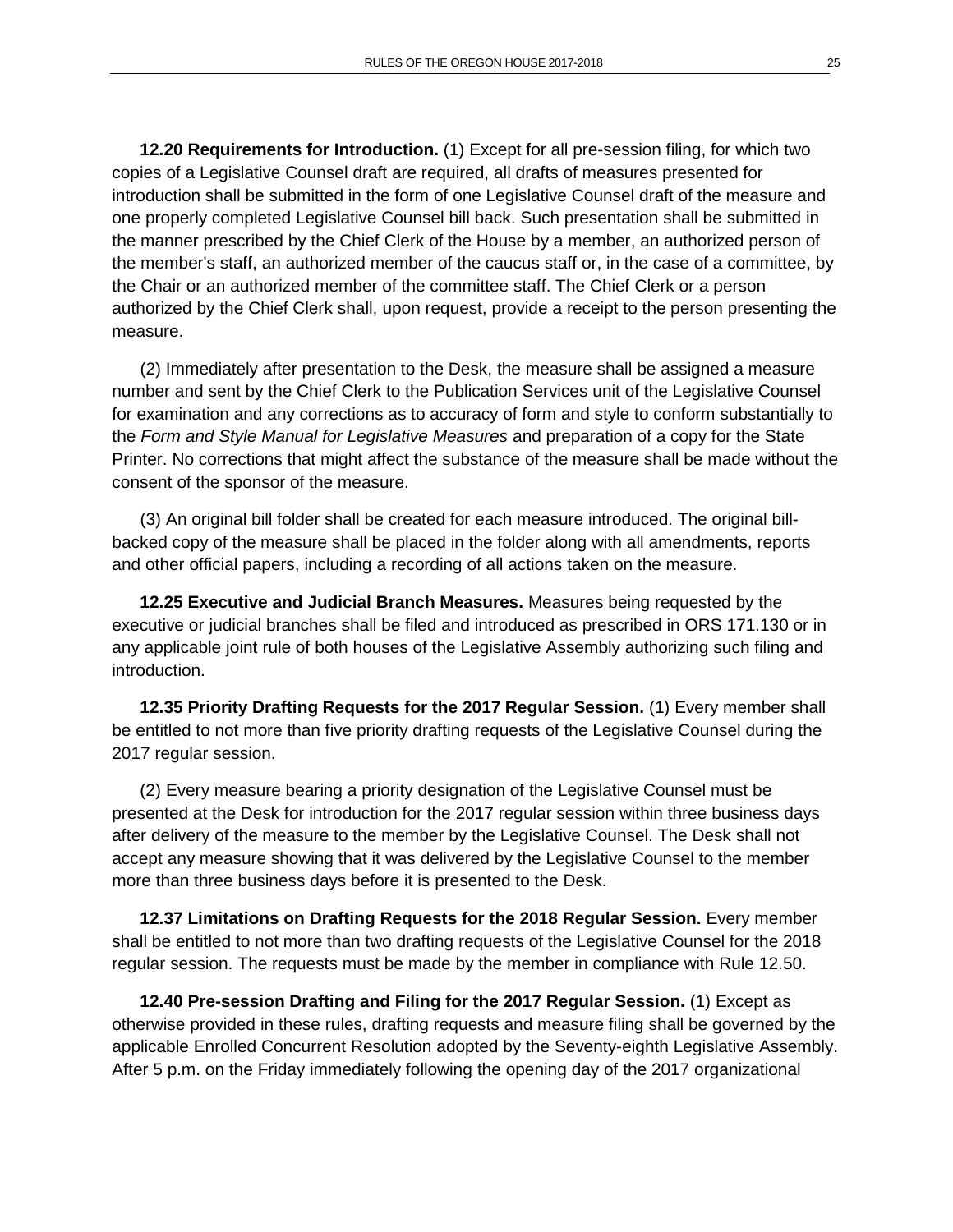**12.20 Requirements for Introduction.** (1) Except for all pre-session filing, for which two copies of a Legislative Counsel draft are required, all drafts of measures presented for introduction shall be submitted in the form of one Legislative Counsel draft of the measure and one properly completed Legislative Counsel bill back. Such presentation shall be submitted in the manner prescribed by the Chief Clerk of the House by a member, an authorized person of the member's staff, an authorized member of the caucus staff or, in the case of a committee, by the Chair or an authorized member of the committee staff. The Chief Clerk or a person authorized by the Chief Clerk shall, upon request, provide a receipt to the person presenting the measure.

(2) Immediately after presentation to the Desk, the measure shall be assigned a measure number and sent by the Chief Clerk to the Publication Services unit of the Legislative Counsel for examination and any corrections as to accuracy of form and style to conform substantially to the *Form and Style Manual for Legislative Measures* and preparation of a copy for the State Printer. No corrections that might affect the substance of the measure shall be made without the consent of the sponsor of the measure.

(3) An original bill folder shall be created for each measure introduced. The original bill-backed copy of the measure shall be placed in the folder along with all amendments, reports and other official papers, including a recording of all actions taken on the measure.

**12.25 Executive and Judicial Branch Measures.** Measures being requested by the executive or judicial branches shall be filed and introduced as prescribed in ORS 171.130 or in any applicable joint rule of both houses of the Legislative Assembly authorizing such filing and introduction.

**12.35 Priority Drafting Requests for the 2017 Regular Session.** (1) Every member shall be entitled to not more than five priority drafting requests of the Legislative Counsel during the 2017 regular session.

(2) Every measure bearing a priority designation of the Legislative Counsel must be presented at the Desk for introduction for the 2017 regular session within three business days after delivery of the measure to the member by the Legislative Counsel. The Desk shall not accept any measure showing that it was delivered by the Legislative Counsel to the member more than three business days before it is presented to the Desk.

**12.37 Limitations on Drafting Requests for the 2018 Regular Session.** Every member shall be entitled to not more than two drafting requests of the Legislative Counsel for the 2018 regular session. The requests must be made by the member in compliance with Rule 12.50.

**12.40 Pre-session Drafting and Filing for the 2017 Regular Session.** (1) Except as otherwise provided in these rules, drafting requests and measure filing shall be governed by the applicable Enrolled Concurrent Resolution adopted by the Seventy-eighth Legislative Assembly. After 5 p.m. on the Friday immediately following the opening day of the 2017 organizational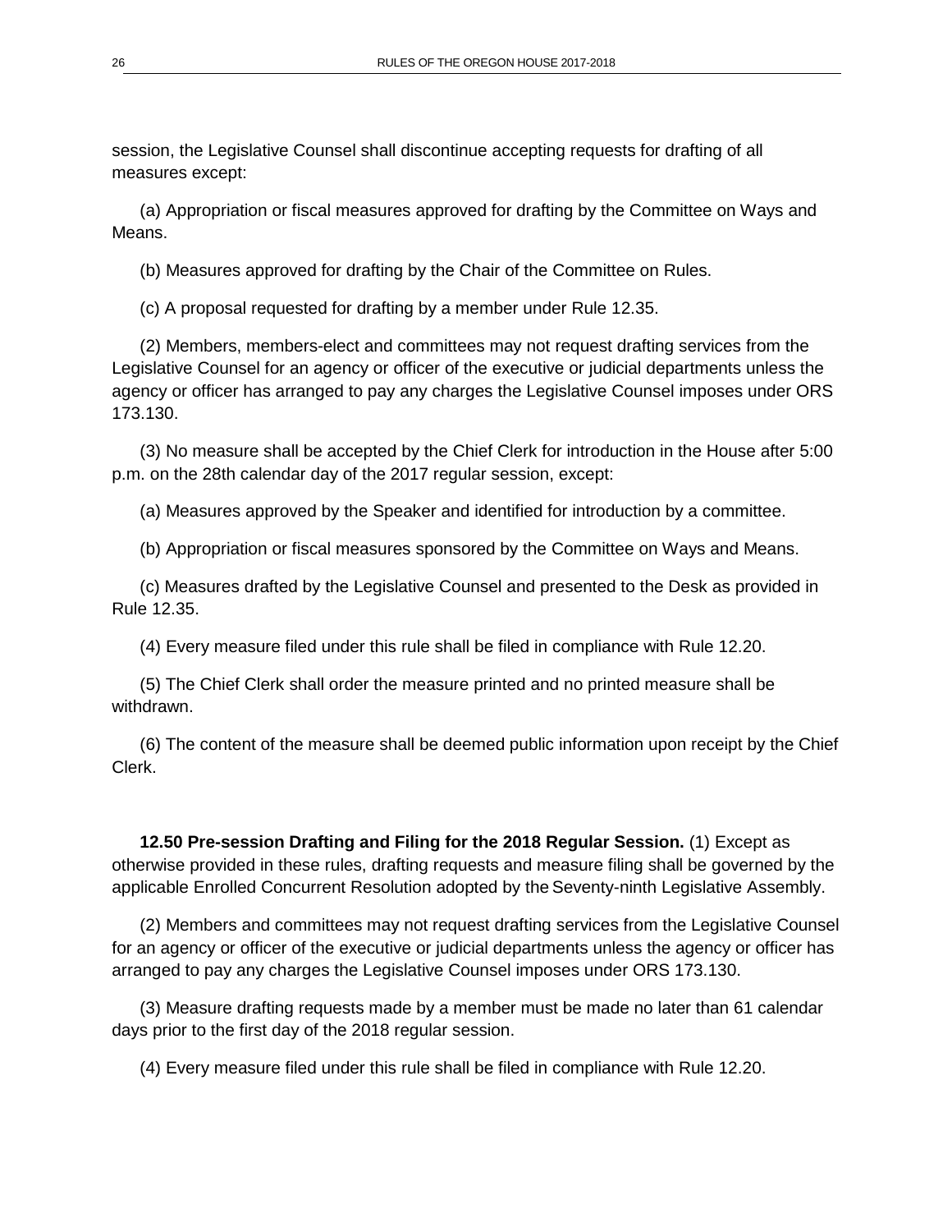session, the Legislative Counsel shall discontinue accepting requests for drafting of all measures except:

(a) Appropriation or fiscal measures approved for drafting by the Committee on Ways and Means.

(b) Measures approved for drafting by the Chair of the Committee on Rules.

(c) A proposal requested for drafting by a member under Rule 12.35.

(2) Members, members-elect and committees may not request drafting services from the Legislative Counsel for an agency or officer of the executive or judicial departments unless the agency or officer has arranged to pay any charges the Legislative Counsel imposes under ORS 173.130.

(3) No measure shall be accepted by the Chief Clerk for introduction in the House after 5:00 p.m. on the 28th calendar day of the 2017 regular session, except:

(a) Measures approved by the Speaker and identified for introduction by a committee.

(b) Appropriation or fiscal measures sponsored by the Committee on Ways and Means.

(c) Measures drafted by the Legislative Counsel and presented to the Desk as provided in Rule 12.35.

(4) Every measure filed under this rule shall be filed in compliance with Rule 12.20.

(5) The Chief Clerk shall order the measure printed and no printed measure shall be withdrawn.

(6) The content of the measure shall be deemed public information upon receipt by the Chief Clerk.

**12.50 Pre-session Drafting and Filing for the 2018 Regular Session.** (1) Except as otherwise provided in these rules, drafting requests and measure filing shall be governed by the applicable Enrolled Concurrent Resolution adopted by the Seventy-ninth Legislative Assembly.

(2) Members and committees may not request drafting services from the Legislative Counsel for an agency or officer of the executive or judicial departments unless the agency or officer has arranged to pay any charges the Legislative Counsel imposes under ORS 173.130.

(3) Measure drafting requests made by a member must be made no later than 61 calendar days prior to the first day of the 2018 regular session.

(4) Every measure filed under this rule shall be filed in compliance with Rule 12.20.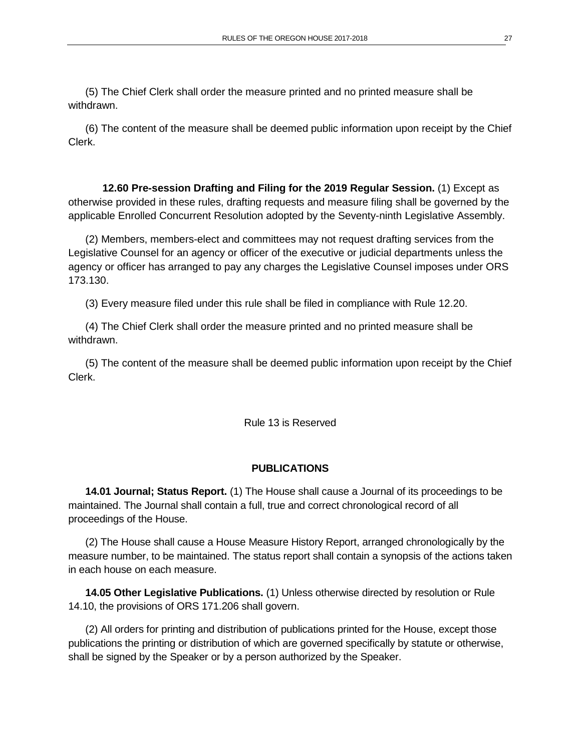(5) The Chief Clerk shall order the measure printed and no printed measure shall be withdrawn.

(6) The content of the measure shall be deemed public information upon receipt by the Chief Clerk.

**12.60 Pre-session Drafting and Filing for the 2019 Regular Session.** (1) Except as otherwise provided in these rules, drafting requests and measure filing shall be governed by the applicable Enrolled Concurrent Resolution adopted by the Seventy-ninth Legislative Assembly.

(2) Members, members-elect and committees may not request drafting services from the Legislative Counsel for an agency or officer of the executive or judicial departments unless the agency or officer has arranged to pay any charges the Legislative Counsel imposes under ORS 173.130.

(3) Every measure filed under this rule shall be filed in compliance with Rule 12.20.

(4) The Chief Clerk shall order the measure printed and no printed measure shall be withdrawn.

(5) The content of the measure shall be deemed public information upon receipt by the Chief Clerk.

Rule 13 is Reserved

## PUBLICATIONS

**14.01 Journal; Status Report.** (1) The House shall cause a Journal of its proceedings to be maintained. The Journal shall contain a full, true and correct chronological record of all proceedings of the House.

(2) The House shall cause a House Measure History Report, arranged chronologically by the measure number, to be maintained. The status report shall contain a synopsis of the actions taken in each house on each measure.

**14.05 Other Legislative Publications.** (1) Unless otherwise directed by resolution or Rule 14.10, the provisions of ORS 171.206 shall govern.

(2) All orders for printing and distribution of publications printed for the House, except those publications the printing or distribution of which are governed specifically by statute or otherwise, shall be signed by the Speaker or by a person authorized by the Speaker.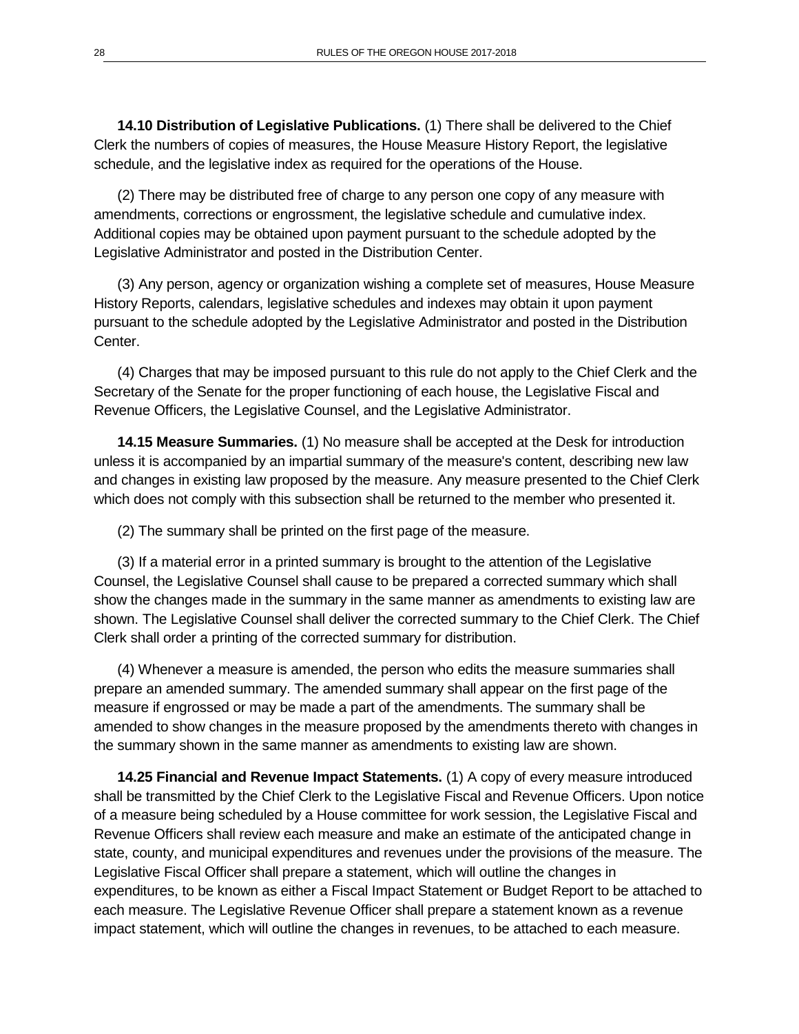**14.10 Distribution of Legislative Publications.** (1) There shall be delivered to the Chief Clerk the numbers of copies of measures, the House Measure History Report, the legislative schedule, and the legislative index as required for the operations of the House.

(2) There may be distributed free of charge to any person one copy of any measure with amendments, corrections or engrossment, the legislative schedule and cumulative index. Additional copies may be obtained upon payment pursuant to the schedule adopted by the Legislative Administrator and posted in the Distribution Center.

(3) Any person, agency or organization wishing a complete set of measures, House Measure History Reports, calendars, legislative schedules and indexes may obtain it upon payment pursuant to the schedule adopted by the Legislative Administrator and posted in the Distribution Center.

(4) Charges that may be imposed pursuant to this rule do not apply to the Chief Clerk and the Secretary of the Senate for the proper functioning of each house, the Legislative Fiscal and Revenue Officers, the Legislative Counsel, and the Legislative Administrator.

**14.15 Measure Summaries.** (1) No measure shall be accepted at the Desk for introduction unless it is accompanied by an impartial summary of the measure's content, describing new law and changes in existing law proposed by the measure. Any measure presented to the Chief Clerk which does not comply with this subsection shall be returned to the member who presented it.

(2) The summary shall be printed on the first page of the measure.

(3) If a material error in a printed summary is brought to the attention of the Legislative Counsel, the Legislative Counsel shall cause to be prepared a corrected summary which shall show the changes made in the summary in the same manner as amendments to existing law are shown. The Legislative Counsel shall deliver the corrected summary to the Chief Clerk. The Chief Clerk shall order a printing of the corrected summary for distribution.

(4) Whenever a measure is amended, the person who edits the measure summaries shall prepare an amended summary. The amended summary shall appear on the first page of the measure if engrossed or may be made a part of the amendments. The summary shall be amended to show changes in the measure proposed by the amendments thereto with changes in the summary shown in the same manner as amendments to existing law are shown.

**14.25 Financial and Revenue Impact Statements.** (1) A copy of every measure introduced shall be transmitted by the Chief Clerk to the Legislative Fiscal and Revenue Officers. Upon notice of a measure being scheduled by a House committee for work session, the Legislative Fiscal and Revenue Officers shall review each measure and make an estimate of the anticipated change in state, county, and municipal expenditures and revenues under the provisions of the measure. The Legislative Fiscal Officer shall prepare a statement, which will outline the changes in expenditures, to be known as either a Fiscal Impact Statement or Budget Report to be attached to each measure. The Legislative Revenue Officer shall prepare a statement known as a revenue impact statement, which will outline the changes in revenues, to be attached to each measure.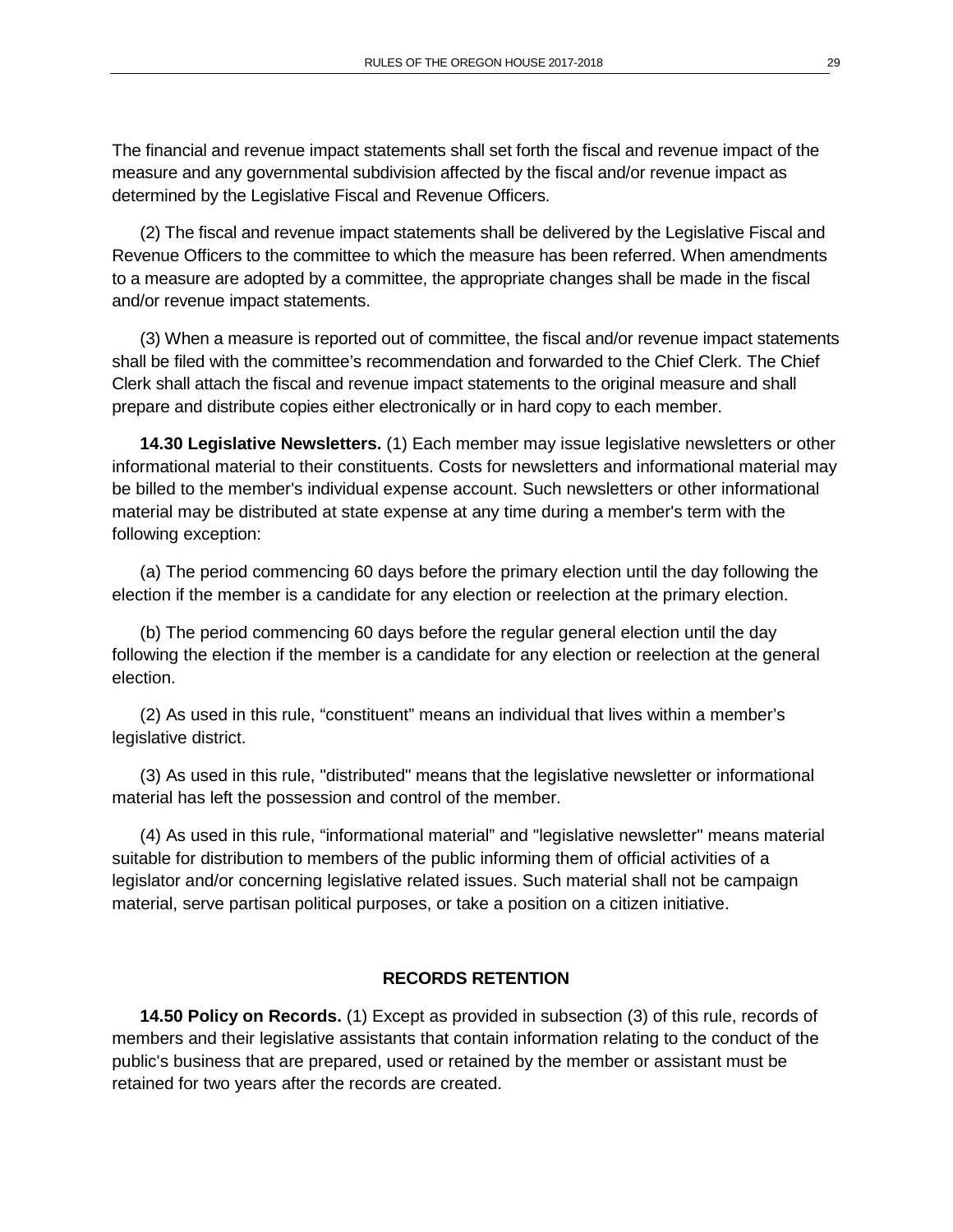The financial and revenue impact statements shall set forth the fiscal and revenue impact of the measure and any governmental subdivision affected by the fiscal and/or revenue impact as determined by the Legislative Fiscal and Revenue Officers.

(2) The fiscal and revenue impact statements shall be delivered by the Legislative Fiscal and Revenue Officers to the committee to which the measure has been referred. When amendments to a measure are adopted by a committee, the appropriate changes shall be made in the fiscal and/or revenue impact statements.

(3) When a measure is reported out of committee, the fiscal and/or revenue impact statements shall be filed with the committee's recommendation and forwarded to the Chief Clerk. The Chief Clerk shall attach the fiscal and revenue impact statements to the original measure and shall prepare and distribute copies either electronically or in hard copy to each member.

**14.30 Legislative Newsletters.** (1) Each member may issue legislative newsletters or other informational material to their constituents. Costs for newsletters and informational material may be billed to the member's individual expense account. Such newsletters or other informational material may be distributed at state expense at any time during a member's term with the following exception:

(a) The period commencing 60 days before the primary election until the day following the election if the member is a candidate for any election or reelection at the primary election.

(b) The period commencing 60 days before the regular general election until the day following the election if the member is a candidate for any election or reelection at the general election.

(2) As used in this rule, "constituent" means an individual that lives within a member's legislative district.

(3) As used in this rule, "distributed" means that the legislative newsletter or informational material has left the possession and control of the member.

(4) As used in this rule, "informational material" and "legislative newsletter" means material suitable for distribution to members of the public informing them of official activities of a legislator and/or concerning legislative related issues. Such material shall not be campaign material, serve partisan political purposes, or take a position on a citizen initiative.

## RECORDS RETENTION

**14.50 Policy on Records.** (1) Except as provided in subsection (3) of this rule, records of members and their legislative assistants that contain information relating to the conduct of the public's business that are prepared, used or retained by the member or assistant must be retained for two years after the records are created.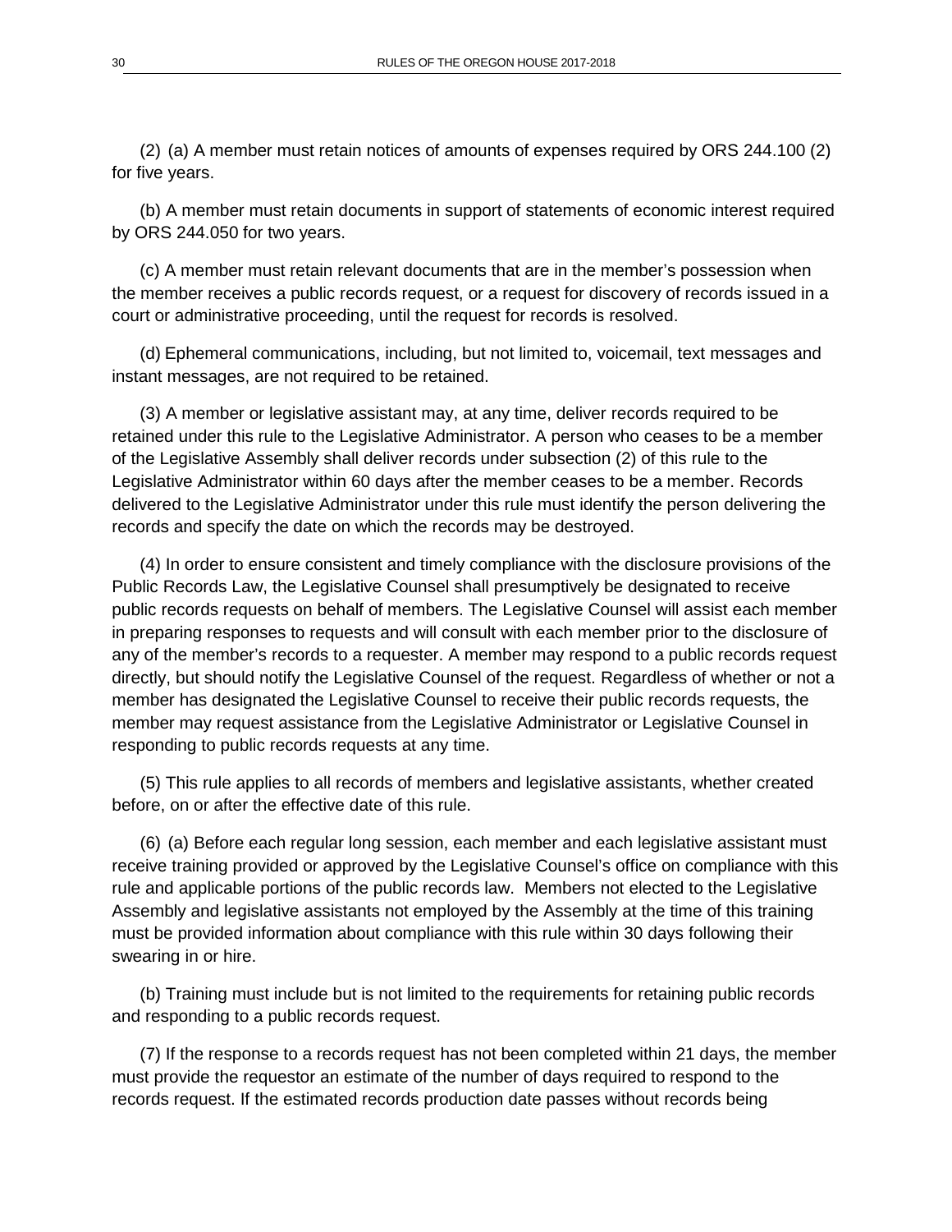(2) (a) A member must retain notices of amounts of expenses required by ORS 244.100 (2) for five years.

(b) A member must retain documents in support of statements of economic interest required by ORS 244.050 for two years.

(c) A member must retain relevant documents that are in the member's possession when the member receives a public records request, or a request for discovery of records issued in a court or administrative proceeding, until the request for records is resolved.

(d) Ephemeral communications, including, but not limited to, voicemail, text messages and instant messages, are not required to be retained.

(3) A member or legislative assistant may, at any time, deliver records required to be retained under this rule to the Legislative Administrator. A person who ceases to be a member of the Legislative Assembly shall deliver records under subsection (2) of this rule to the Legislative Administrator within 60 days after the member ceases to be a member. Records delivered to the Legislative Administrator under this rule must identify the person delivering the records and specify the date on which the records may be destroyed.

(4) In order to ensure consistent and timely compliance with the disclosure provisions of the Public Records Law, the Legislative Counsel shall presumptively be designated to receive public records requests on behalf of members. The Legislative Counsel will assist each member in preparing responses to requests and will consult with each member prior to the disclosure of any of the member's records to a requester. A member may respond to a public records request directly, but should notify the Legislative Counsel of the request. Regardless of whether or not a member has designated the Legislative Counsel to receive their public records requests, the member may request assistance from the Legislative Administrator or Legislative Counsel in responding to public records requests at any time.

(5) This rule applies to all records of members and legislative assistants, whether created before, on or after the effective date of this rule.

(6) (a) Before each regular long session, each member and each legislative assistant must receive training provided or approved by the Legislative Counsel's office on compliance with this rule and applicable portions of the public records law. Members not elected to the Legislative Assembly and legislative assistants not employed by the Assembly at the time of this training must be provided information about compliance with this rule within 30 days following their swearing in or hire.

(b) Training must include but is not limited to the requirements for retaining public records and responding to a public records request.

(7) If the response to a records request has not been completed within 21 days, the member must provide the requestor an estimate of the number of days required to respond to the records request. If the estimated records production date passes without records being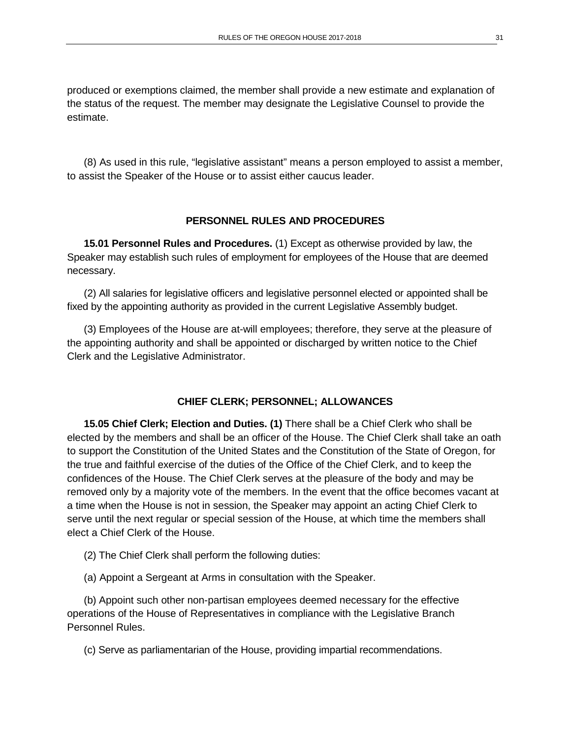produced or exemptions claimed, the member shall provide a new estimate and explanation of the status of the request. The member may designate the Legislative Counsel to provide the estimate.

(8) As used in this rule, "legislative assistant" means a person employed to assist a member, to assist the Speaker of the House or to assist either caucus leader.

## PERSONNEL RULES AND PROCEDURES

**15.01 Personnel Rules and Procedures.** (1) Except as otherwise provided by law, the Speaker may establish such rules of employment for employees of the House that are deemed necessary.

(2) All salaries for legislative officers and legislative personnel elected or appointed shall be fixed by the appointing authority as provided in the current Legislative Assembly budget.

(3) Employees of the House are at-will employees; therefore, they serve at the pleasure of the appointing authority and shall be appointed or discharged by written notice to the Chief Clerk and the Legislative Administrator.

## CHIEF CLERK; PERSONNEL; ALLOWANCES

**15.05 Chief Clerk; Election and Duties. (1)** There shall be a Chief Clerk who shall be elected by the members and shall be an officer of the House. The Chief Clerk shall take an oath to support the Constitution of the United States and the Constitution of the State of Oregon, for the true and faithful exercise of the duties of the Office of the Chief Clerk, and to keep the confidences of the House. The Chief Clerk serves at the pleasure of the body and may be removed only by a majority vote of the members. In the event that the office becomes vacant at a time when the House is not in session, the Speaker may appoint an acting Chief Clerk to serve until the next regular or special session of the House, at which time the members shall elect a Chief Clerk of the House.

(2) The Chief Clerk shall perform the following duties:

(a) Appoint a Sergeant at Arms in consultation with the Speaker.

(b) Appoint such other non-partisan employees deemed necessary for the effective operations of the House of Representatives in compliance with the Legislative Branch Personnel Rules.

(c) Serve as parliamentarian of the House, providing impartial recommendations.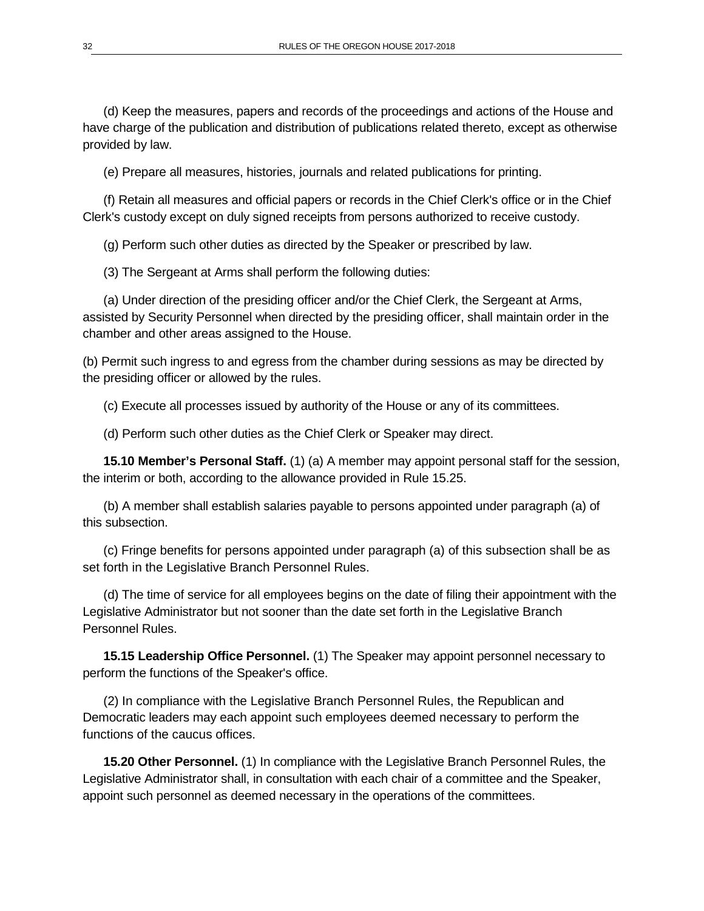(d) Keep the measures, papers and records of the proceedings and actions of the House and have charge of the publication and distribution of publications related thereto, except as otherwise provided by law.

(e) Prepare all measures, histories, journals and related publications for printing.

(f) Retain all measures and official papers or records in the Chief Clerk's office or in the Chief Clerk's custody except on duly signed receipts from persons authorized to receive custody.

(g) Perform such other duties as directed by the Speaker or prescribed by law.

(3) The Sergeant at Arms shall perform the following duties:

(a) Under direction of the presiding officer and/or the Chief Clerk, the Sergeant at Arms, assisted by Security Personnel when directed by the presiding officer, shall maintain order in the chamber and other areas assigned to the House.

(b) Permit such ingress to and egress from the chamber during sessions as may be directed by the presiding officer or allowed by the rules.

(c) Execute all processes issued by authority of the House or any of its committees.

(d) Perform such other duties as the Chief Clerk or Speaker may direct.

**15.10 Member's Personal Staff.** (1) (a) A member may appoint personal staff for the session, the interim or both, according to the allowance provided in Rule 15.25.

(b) A member shall establish salaries payable to persons appointed under paragraph (a) of this subsection.

(c) Fringe benefits for persons appointed under paragraph (a) of this subsection shall be as set forth in the Legislative Branch Personnel Rules.

(d) The time of service for all employees begins on the date of filing their appointment with the Legislative Administrator but not sooner than the date set forth in the Legislative Branch Personnel Rules.

**15.15 Leadership Office Personnel.** (1) The Speaker may appoint personnel necessary to perform the functions of the Speaker's office.

(2) In compliance with the Legislative Branch Personnel Rules, the Republican and Democratic leaders may each appoint such employees deemed necessary to perform the functions of the caucus offices.

**15.20 Other Personnel.** (1) In compliance with the Legislative Branch Personnel Rules, the Legislative Administrator shall, in consultation with each chair of a committee and the Speaker, appoint such personnel as deemed necessary in the operations of the committees.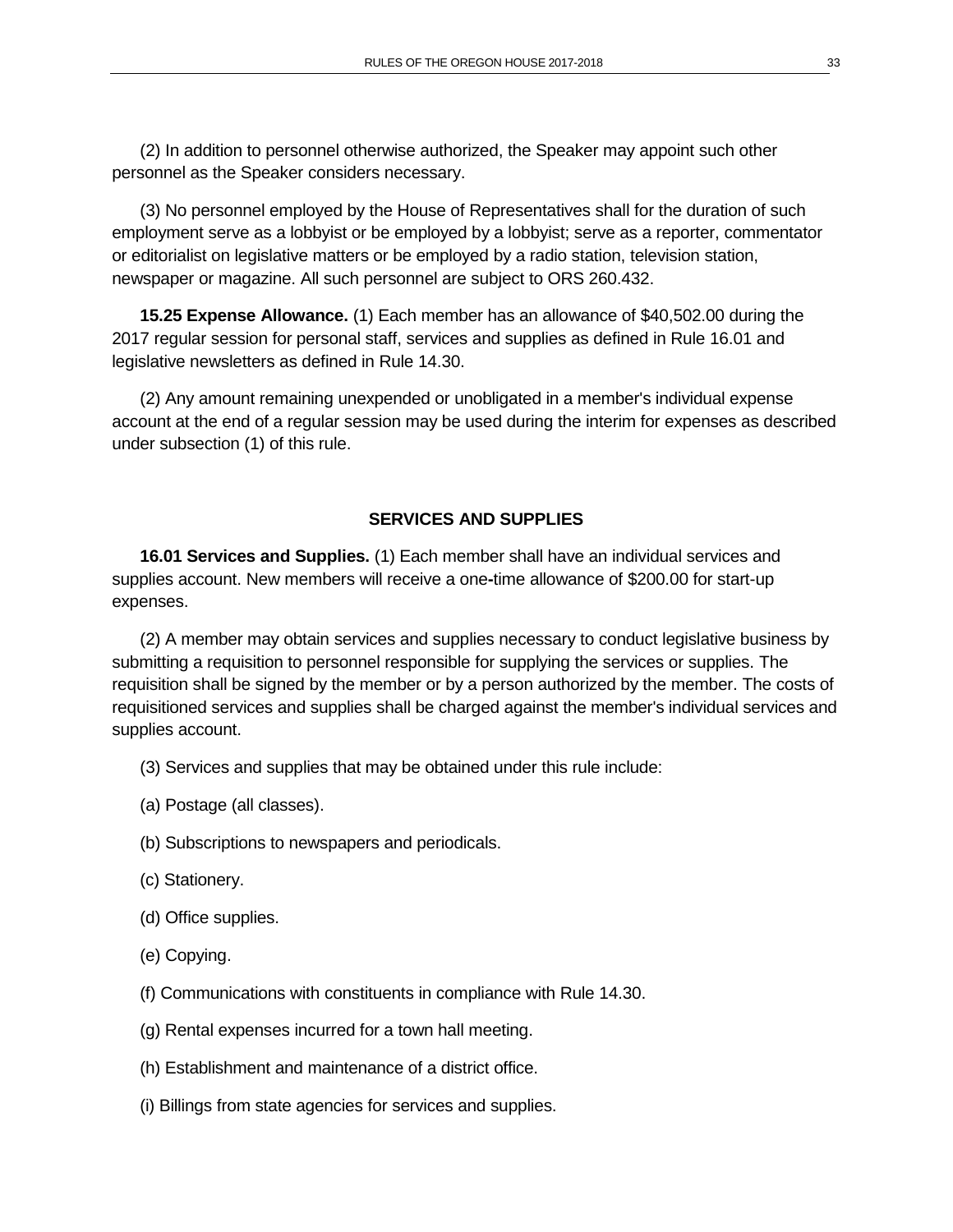(2) In addition to personnel otherwise authorized, the Speaker may appoint such other personnel as the Speaker considers necessary.

(3) No personnel employed by the House of Representatives shall for the duration of such employment serve as a lobbyist or be employed by a lobbyist; serve as a reporter, commentator or editorialist on legislative matters or be employed by a radio station, television station, newspaper or magazine. All such personnel are subject to ORS 260.432.

**15.25 Expense Allowance.** (1) Each member has an allowance of $40,502.00 during the 2017 regular session for personal staff, services and supplies as defined in Rule 16.01 and legislative newsletters as defined in Rule 14.30.

(2) Any amount remaining unexpended or unobligated in a member's individual expense account at the end of a regular session may be used during the interim for expenses as described under subsection (1) of this rule.

## SERVICES AND SUPPLIES

**16.01 Services and Supplies.** (1) Each member shall have an individual services and supplies account. New members will receive a one-time allowance of $200.00 for start-up expenses.

(2) A member may obtain services and supplies necessary to conduct legislative business by submitting a requisition to personnel responsible for supplying the services or supplies. The requisition shall be signed by the member or by a person authorized by the member. The costs of requisitioned services and supplies shall be charged against the member's individual services and supplies account.

(3) Services and supplies that may be obtained under this rule include:

(a) Postage (all classes).

(b) Subscriptions to newspapers and periodicals.

(c) Stationery.

(d) Office supplies.

(e) Copying.

(f) Communications with constituents in compliance with Rule 14.30.

(g) Rental expenses incurred for a town hall meeting.

(h) Establishment and maintenance of a district office.

(i) Billings from state agencies for services and supplies.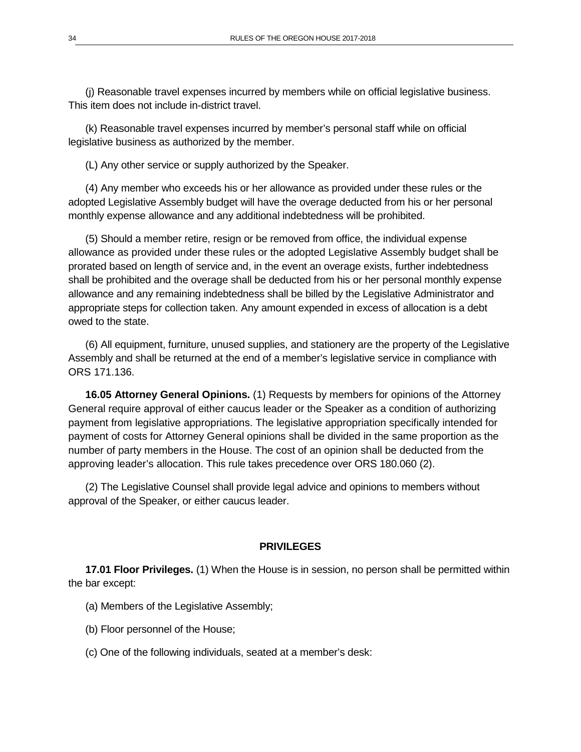(j) Reasonable travel expenses incurred by members while on official legislative business. This item does not include in-district travel.

(k) Reasonable travel expenses incurred by member's personal staff while on official legislative business as authorized by the member.

(L) Any other service or supply authorized by the Speaker.

(4) Any member who exceeds his or her allowance as provided under these rules or the adopted Legislative Assembly budget will have the overage deducted from his or her personal monthly expense allowance and any additional indebtedness will be prohibited.

(5) Should a member retire, resign or be removed from office, the individual expense allowance as provided under these rules or the adopted Legislative Assembly budget shall be prorated based on length of service and, in the event an overage exists, further indebtedness shall be prohibited and the overage shall be deducted from his or her personal monthly expense allowance and any remaining indebtedness shall be billed by the Legislative Administrator and appropriate steps for collection taken. Any amount expended in excess of allocation is a debt owed to the state.

(6) All equipment, furniture, unused supplies, and stationery are the property of the Legislative Assembly and shall be returned at the end of a member's legislative service in compliance with ORS 171.136.

**16.05 Attorney General Opinions.** (1) Requests by members for opinions of the Attorney General require approval of either caucus leader or the Speaker as a condition of authorizing payment from legislative appropriations. The legislative appropriation specifically intended for payment of costs for Attorney General opinions shall be divided in the same proportion as the number of party members in the House. The cost of an opinion shall be deducted from the approving leader's allocation. This rule takes precedence over ORS 180.060 (2).

(2) The Legislative Counsel shall provide legal advice and opinions to members without approval of the Speaker, or either caucus leader.

## PRIVILEGES

**17.01 Floor Privileges.** (1) When the House is in session, no person shall be permitted within the bar except:

(a) Members of the Legislative Assembly;

(b) Floor personnel of the House;

(c) One of the following individuals, seated at a member's desk: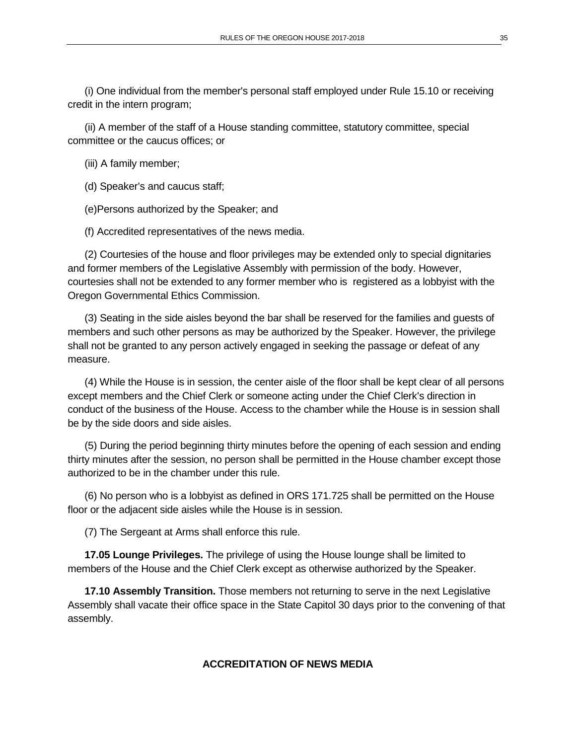(i) One individual from the member's personal staff employed under Rule 15.10 or receiving credit in the intern program;

(ii) A member of the staff of a House standing committee, statutory committee, special committee or the caucus offices; or

(iii) A family member;

(d) Speaker's and caucus staff;

(e)Persons authorized by the Speaker; and

(f) Accredited representatives of the news media.

(2) Courtesies of the house and floor privileges may be extended only to special dignitaries and former members of the Legislative Assembly with permission of the body. However, courtesies shall not be extended to any former member who is registered as a lobbyist with the Oregon Governmental Ethics Commission.

(3) Seating in the side aisles beyond the bar shall be reserved for the families and guests of members and such other persons as may be authorized by the Speaker. However, the privilege shall not be granted to any person actively engaged in seeking the passage or defeat of any measure.

(4) While the House is in session, the center aisle of the floor shall be kept clear of all persons except members and the Chief Clerk or someone acting under the Chief Clerk's direction in conduct of the business of the House. Access to the chamber while the House is in session shall be by the side doors and side aisles.

(5) During the period beginning thirty minutes before the opening of each session and ending thirty minutes after the session, no person shall be permitted in the House chamber except those authorized to be in the chamber under this rule.

(6) No person who is a lobbyist as defined in ORS 171.725 shall be permitted on the House floor or the adjacent side aisles while the House is in session.

(7) The Sergeant at Arms shall enforce this rule.

**17.05 Lounge Privileges.** The privilege of using the House lounge shall be limited to members of the House and the Chief Clerk except as otherwise authorized by the Speaker.

**17.10 Assembly Transition.** Those members not returning to serve in the next Legislative Assembly shall vacate their office space in the State Capitol 30 days prior to the convening of that assembly.

## ACCREDITATION OF NEWS MEDIA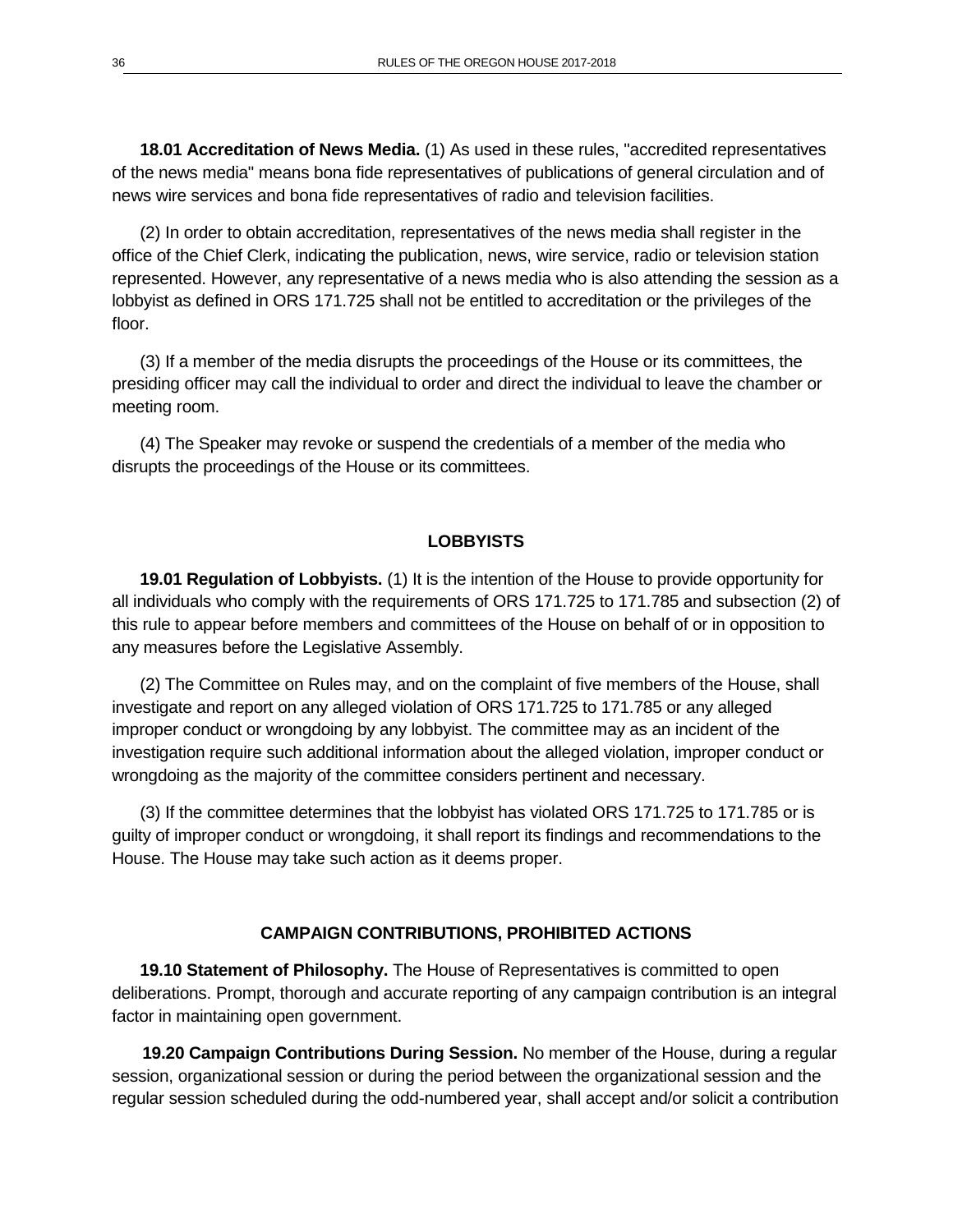**18.01 Accreditation of News Media.** (1) As used in these rules, "accredited representatives of the news media" means bona fide representatives of publications of general circulation and of news wire services and bona fide representatives of radio and television facilities.

(2) In order to obtain accreditation, representatives of the news media shall register in the office of the Chief Clerk, indicating the publication, news, wire service, radio or television station represented. However, any representative of a news media who is also attending the session as a lobbyist as defined in ORS 171.725 shall not be entitled to accreditation or the privileges of the floor.

(3) If a member of the media disrupts the proceedings of the House or its committees, the presiding officer may call the individual to order and direct the individual to leave the chamber or meeting room.

(4) The Speaker may revoke or suspend the credentials of a member of the media who disrupts the proceedings of the House or its committees.

## LOBBYISTS

**19.01 Regulation of Lobbyists.** (1) It is the intention of the House to provide opportunity for all individuals who comply with the requirements of ORS 171.725 to 171.785 and subsection (2) of this rule to appear before members and committees of the House on behalf of or in opposition to any measures before the Legislative Assembly.

(2) The Committee on Rules may, and on the complaint of five members of the House, shall investigate and report on any alleged violation of ORS 171.725 to 171.785 or any alleged improper conduct or wrongdoing by any lobbyist. The committee may as an incident of the investigation require such additional information about the alleged violation, improper conduct or wrongdoing as the majority of the committee considers pertinent and necessary.

(3) If the committee determines that the lobbyist has violated ORS 171.725 to 171.785 or is guilty of improper conduct or wrongdoing, it shall report its findings and recommendations to the House. The House may take such action as it deems proper.

## CAMPAIGN CONTRIBUTIONS, PROHIBITED ACTIONS

**19.10 Statement of Philosophy.** The House of Representatives is committed to open deliberations. Prompt, thorough and accurate reporting of any campaign contribution is an integral factor in maintaining open government.

**19.20 Campaign Contributions During Session.** No member of the House, during a regular session, organizational session or during the period between the organizational session and the regular session scheduled during the odd-numbered year, shall accept and/or solicit a contribution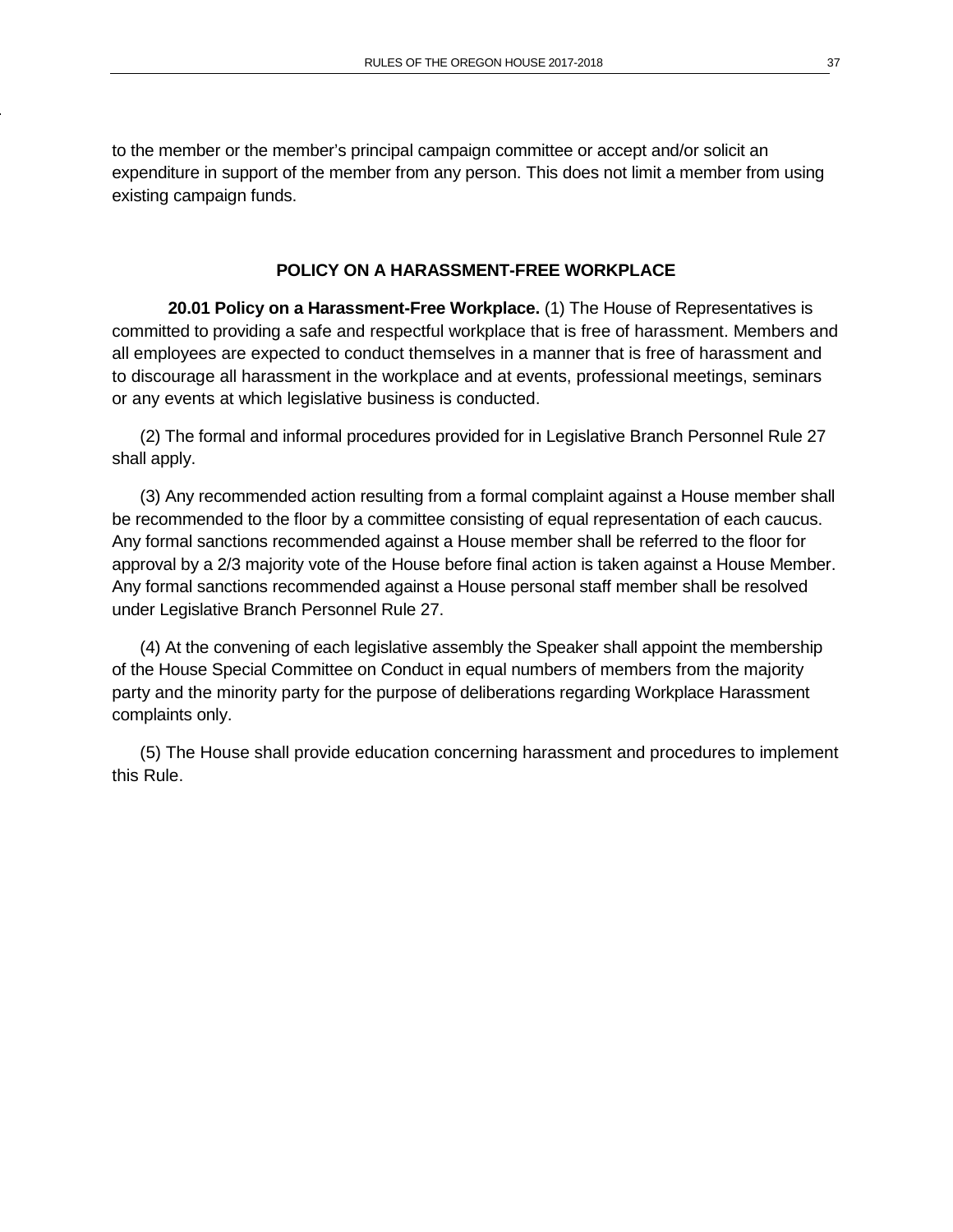to the member or the member's principal campaign committee or accept and/or solicit an expenditure in support of the member from any person. This does not limit a member from using existing campaign funds.

## POLICY ON A HARASSMENT-FREE WORKPLACE

**20.01 Policy on a Harassment-Free Workplace.** (1) The House of Representatives is committed to providing a safe and respectful workplace that is free of harassment. Members and all employees are expected to conduct themselves in a manner that is free of harassment and to discourage all harassment in the workplace and at events, professional meetings, seminars or any events at which legislative business is conducted.

(2) The formal and informal procedures provided for in Legislative Branch Personnel Rule 27 shall apply.

(3) Any recommended action resulting from a formal complaint against a House member shall be recommended to the floor by a committee consisting of equal representation of each caucus. Any formal sanctions recommended against a House member shall be referred to the floor for approval by a 2/3 majority vote of the House before final action is taken against a House Member. Any formal sanctions recommended against a House personal staff member shall be resolved under Legislative Branch Personnel Rule 27.

(4) At the convening of each legislative assembly the Speaker shall appoint the membership of the House Special Committee on Conduct in equal numbers of members from the majority party and the minority party for the purpose of deliberations regarding Workplace Harassment complaints only.

(5) The House shall provide education concerning harassment and procedures to implement this Rule.